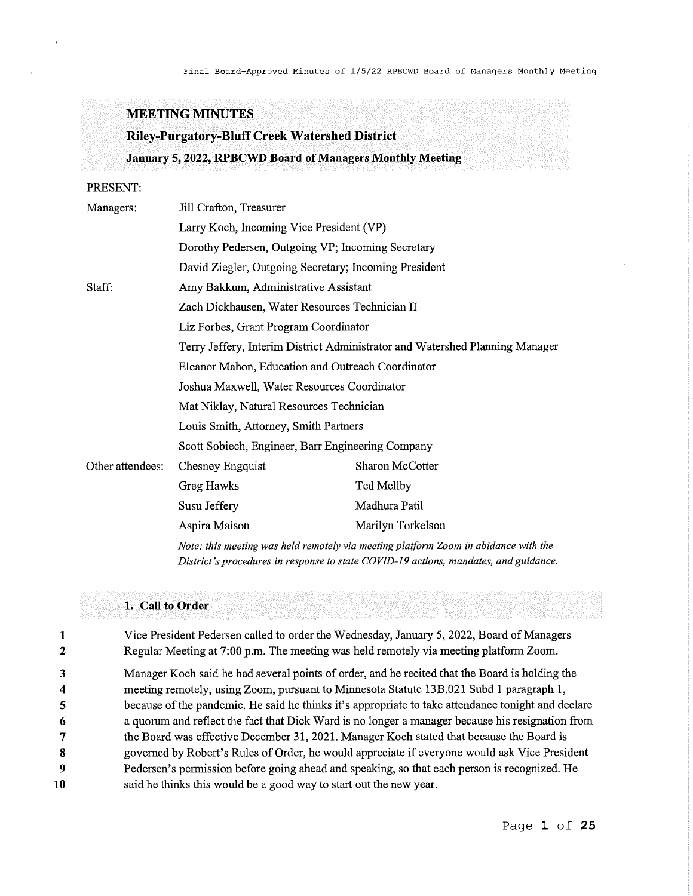# MEETING MINUTES

## Riley-Purgatory-Bluff Creek Watershed District

### January 5, 2022, RPBCWD Board of Managers Monthly Meeting

PRESENT:

| | | |
|---|---|---|
| Managers: | Jill Crafton, Treasurer | |
| | Larry Koch, Incoming Vice President (VP) | |
| | Dorothy Pedersen, Outgoing VP; Incoming Secretary | |
| | David Ziegler, Outgoing Secretary; Incoming President | |
| Staff: | Amy Bakkum, Administrative Assistant | |
| | Zach Dickhausen, Water Resources Technician II | |
| | Liz Forbes, Grant Program Coordinator | |
| | Terry Jeffery, Interim District Administrator and Watershed Planning Manager | |
| | Eleanor Mahon, Education and Outreach Coordinator | |
| | Joshua Maxwell, Water Resources Coordinator | |
| | Mat Niklay, Natural Resources Technician | |
| | Louis Smith, Attorney, Smith Partners | |
| | Scott Sobiech, Engineer, Barr Engineering Company | |
| Other attendees: | Chesney Engquist | Sharon McCotter |
| | Greg Hawks | Ted Mellby |
| | Susu Jeffery | Madhura Patil |
| | Aspira Maison | Marilyn Torkelson |

*Note: this meeting was held remotely via meeting platform Zoom in abidance with the District's procedures in response to state COVID-19 actions, mandates, and guidance.*

## 1. Call to Order

1 Vice President Pedersen called to order the Wednesday, January 5, 2022, Board of Managers
2 Regular Meeting at 7:00 p.m. The meeting was held remotely via meeting platform Zoom.

3 Manager Koch said he had several points of order, and he recited that the Board is holding the
4 meeting remotely, using Zoom, pursuant to Minnesota Statute 13B.021 Subd 1 paragraph 1,
5 because of the pandemic. He said he thinks it's appropriate to take attendance tonight and declare
6 a quorum and reflect the fact that Dick Ward is no longer a manager because his resignation from
7 the Board was effective December 31, 2021. Manager Koch stated that because the Board is
8 governed by Robert's Rules of Order, he would appreciate if everyone would ask Vice President
9 Pedersen's permission before going ahead and speaking, so that each person is recognized. He
10 said he thinks this would be a good way to start out the new year.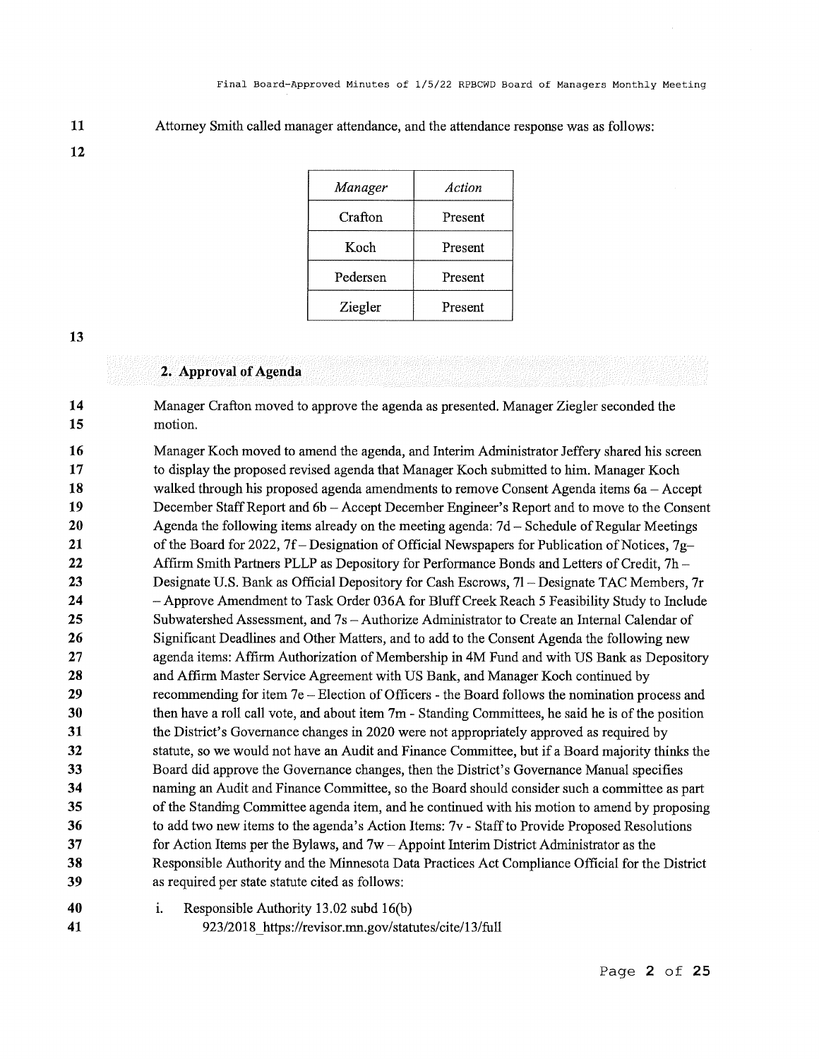Attorney Smith called manager attendance, and the attendance response was as follows:

| *Manager* | *Action* |
|---|---|
| Crafton | Present |
| Koch | Present |
| Pedersen | Present |
| Ziegler | Present |

## 2. Approval of Agenda

Manager Crafton moved to approve the agenda as presented. Manager Ziegler seconded the motion.

Manager Koch moved to amend the agenda, and Interim Administrator Jeffery shared his screen to display the proposed revised agenda that Manager Koch submitted to him. Manager Koch walked through his proposed agenda amendments to remove Consent Agenda items 6a – Accept December Staff Report and 6b – Accept December Engineer's Report and to move to the Consent Agenda the following items already on the meeting agenda: 7d – Schedule of Regular Meetings of the Board for 2022, 7f – Designation of Official Newspapers for Publication of Notices, 7g– Affirm Smith Partners PLLP as Depository for Performance Bonds and Letters of Credit, 7h – Designate U.S. Bank as Official Depository for Cash Escrows, 7l – Designate TAC Members, 7r – Approve Amendment to Task Order 036A for Bluff Creek Reach 5 Feasibility Study to Include Subwatershed Assessment, and 7s – Authorize Administrator to Create an Internal Calendar of Significant Deadlines and Other Matters, and to add to the Consent Agenda the following new agenda items: Affirm Authorization of Membership in 4M Fund and with US Bank as Depository and Affirm Master Service Agreement with US Bank, and Manager Koch continued by recommending for item 7e – Election of Officers - the Board follows the nomination process and then have a roll call vote, and about item 7m - Standing Committees, he said he is of the position the District's Governance changes in 2020 were not appropriately approved as required by statute, so we would not have an Audit and Finance Committee, but if a Board majority thinks the Board did approve the Governance changes, then the District's Governance Manual specifies naming an Audit and Finance Committee, so the Board should consider such a committee as part of the Standing Committee agenda item, and he continued with his motion to amend by proposing to add two new items to the agenda's Action Items: 7v - Staff to Provide Proposed Resolutions for Action Items per the Bylaws, and 7w – Appoint Interim District Administrator as the Responsible Authority and the Minnesota Data Practices Act Compliance Official for the District as required per state statute cited as follows:

i. Responsible Authority 13.02 subd 16(b)
   923/2018_https://revisor.mn.gov/statutes/cite/13/full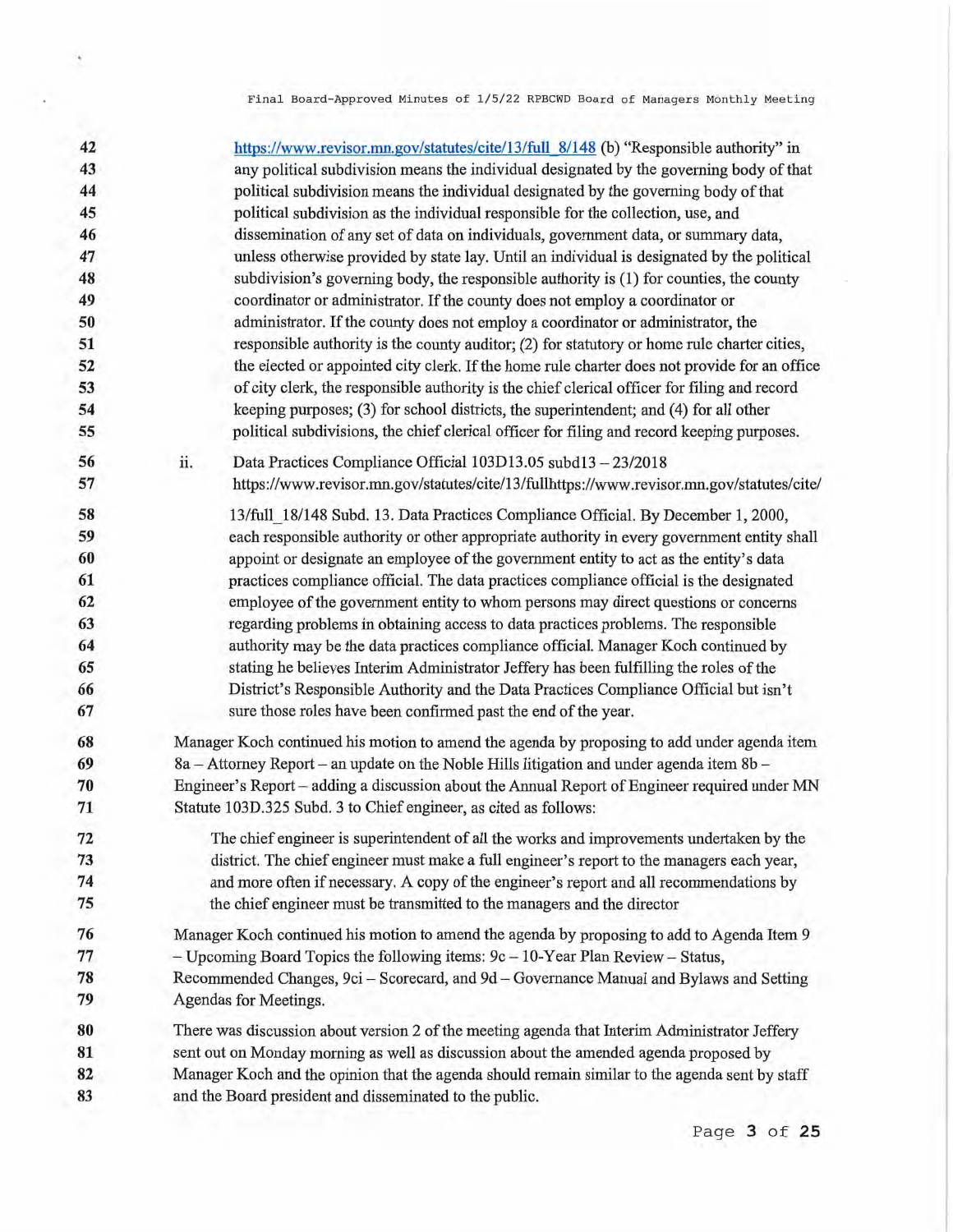https://www.revisor.mn.gov/statutes/cite/13/full_8/148 (b) "Responsible authority" in any political subdivision means the individual designated by the governing body of that political subdivision means the individual designated by the governing body of that political subdivision as the individual responsible for the collection, use, and dissemination of any set of data on individuals, government data, or summary data, unless otherwise provided by state lay. Until an individual is designated by the political subdivision's governing body, the responsible authority is (1) for counties, the county coordinator or administrator. If the county does not employ a coordinator or administrator. If the county does not employ a coordinator or administrator, the responsible authority is the county auditor; (2) for statutory or home rule charter cities, the elected or appointed city clerk. If the home rule charter does not provide for an office of city clerk, the responsible authority is the chief clerical officer for filing and record keeping purposes; (3) for school districts, the superintendent; and (4) for all other political subdivisions, the chief clerical officer for filing and record keeping purposes.

ii. Data Practices Compliance Official 103D13.05 subd13 – 23/2018 https://www.revisor.mn.gov/statutes/cite/13/fullhttps://www.revisor.mn.gov/statutes/cite/13/full_18/148 Subd. 13. Data Practices Compliance Official. By December 1, 2000, each responsible authority or other appropriate authority in every government entity shall appoint or designate an employee of the government entity to act as the entity's data practices compliance official. The data practices compliance official is the designated employee of the government entity to whom persons may direct questions or concerns regarding problems in obtaining access to data practices problems. The responsible authority may be the data practices compliance official. Manager Koch continued by stating he believes Interim Administrator Jeffery has been fulfilling the roles of the District's Responsible Authority and the Data Practices Compliance Official but isn't sure those roles have been confirmed past the end of the year.

Manager Koch continued his motion to amend the agenda by proposing to add under agenda item 8a – Attorney Report – an update on the Noble Hills litigation and under agenda item 8b – Engineer's Report – adding a discussion about the Annual Report of Engineer required under MN Statute 103D.325 Subd. 3 to Chief engineer, as cited as follows:

> The chief engineer is superintendent of all the works and improvements undertaken by the district. The chief engineer must make a full engineer's report to the managers each year, and more often if necessary. A copy of the engineer's report and all recommendations by the chief engineer must be transmitted to the managers and the director

Manager Koch continued his motion to amend the agenda by proposing to add to Agenda Item 9 – Upcoming Board Topics the following items: 9c – 10-Year Plan Review – Status, Recommended Changes, 9ci – Scorecard, and 9d – Governance Manual and Bylaws and Setting Agendas for Meetings.

There was discussion about version 2 of the meeting agenda that Interim Administrator Jeffery sent out on Monday morning as well as discussion about the amended agenda proposed by Manager Koch and the opinion that the agenda should remain similar to the agenda sent by staff and the Board president and disseminated to the public.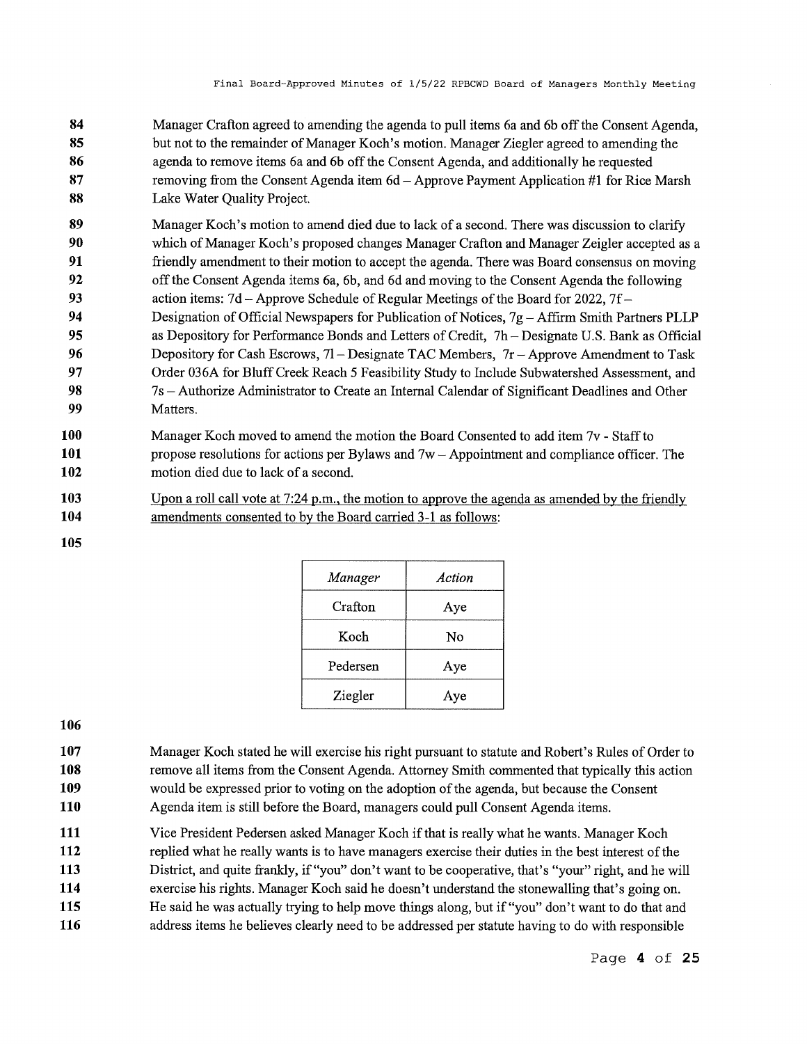Manager Crafton agreed to amending the agenda to pull items 6a and 6b off the Consent Agenda, but not to the remainder of Manager Koch's motion. Manager Ziegler agreed to amending the agenda to remove items 6a and 6b off the Consent Agenda, and additionally he requested removing from the Consent Agenda item 6d – Approve Payment Application #1 for Rice Marsh Lake Water Quality Project.

Manager Koch's motion to amend died due to lack of a second. There was discussion to clarify which of Manager Koch's proposed changes Manager Crafton and Manager Zeigler accepted as a friendly amendment to their motion to accept the agenda. There was Board consensus on moving off the Consent Agenda items 6a, 6b, and 6d and moving to the Consent Agenda the following action items: 7d – Approve Schedule of Regular Meetings of the Board for 2022, 7f – Designation of Official Newspapers for Publication of Notices, 7g – Affirm Smith Partners PLLP as Depository for Performance Bonds and Letters of Credit, 7h – Designate U.S. Bank as Official Depository for Cash Escrows, 7l – Designate TAC Members, 7r – Approve Amendment to Task Order 036A for Bluff Creek Reach 5 Feasibility Study to Include Subwatershed Assessment, and 7s – Authorize Administrator to Create an Internal Calendar of Significant Deadlines and Other Matters.

Manager Koch moved to amend the motion the Board Consented to add item 7v - Staff to propose resolutions for actions per Bylaws and 7w – Appointment and compliance officer. The motion died due to lack of a second.

<u>Upon a roll call vote at 7:24 p.m., the motion to approve the agenda as amended by the friendly amendments consented to by the Board carried 3-1 as follows:</u>

| *Manager* | *Action* |
|---|---|
| Crafton | Aye |
| Koch | No |
| Pedersen | Aye |
| Ziegler | Aye |

Manager Koch stated he will exercise his right pursuant to statute and Robert's Rules of Order to remove all items from the Consent Agenda. Attorney Smith commented that typically this action would be expressed prior to voting on the adoption of the agenda, but because the Consent Agenda item is still before the Board, managers could pull Consent Agenda items.

Vice President Pedersen asked Manager Koch if that is really what he wants. Manager Koch replied what he really wants is to have managers exercise their duties in the best interest of the District, and quite frankly, if "you" don't want to be cooperative, that's "your" right, and he will exercise his rights. Manager Koch said he doesn't understand the stonewalling that's going on. He said he was actually trying to help move things along, but if "you" don't want to do that and address items he believes clearly need to be addressed per statute having to do with responsible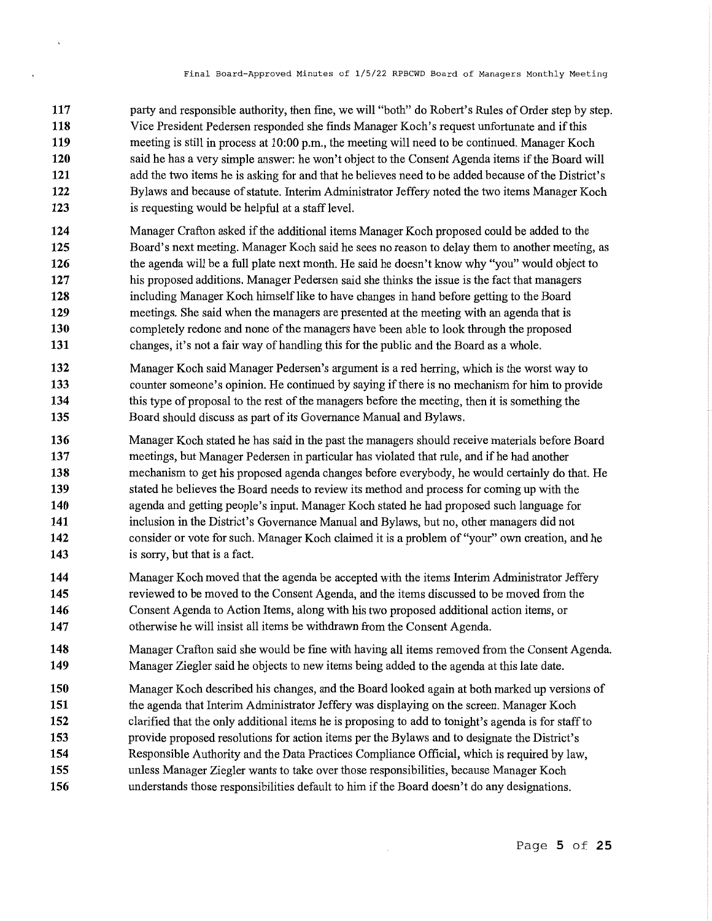party and responsible authority, then fine, we will "both" do Robert's Rules of Order step by step. Vice President Pedersen responded she finds Manager Koch's request unfortunate and if this meeting is still in process at 10:00 p.m., the meeting will need to be continued. Manager Koch said he has a very simple answer: he won't object to the Consent Agenda items if the Board will add the two items he is asking for and that he believes need to be added because of the District's Bylaws and because of statute. Interim Administrator Jeffery noted the two items Manager Koch is requesting would be helpful at a staff level.

Manager Crafton asked if the additional items Manager Koch proposed could be added to the Board's next meeting. Manager Koch said he sees no reason to delay them to another meeting, as the agenda will be a full plate next month. He said he doesn't know why "you" would object to his proposed additions. Manager Pedersen said she thinks the issue is the fact that managers including Manager Koch himself like to have changes in hand before getting to the Board meetings. She said when the managers are presented at the meeting with an agenda that is completely redone and none of the managers have been able to look through the proposed changes, it's not a fair way of handling this for the public and the Board as a whole.

Manager Koch said Manager Pedersen's argument is a red herring, which is the worst way to counter someone's opinion. He continued by saying if there is no mechanism for him to provide this type of proposal to the rest of the managers before the meeting, then it is something the Board should discuss as part of its Governance Manual and Bylaws.

Manager Koch stated he has said in the past the managers should receive materials before Board meetings, but Manager Pedersen in particular has violated that rule, and if he had another mechanism to get his proposed agenda changes before everybody, he would certainly do that. He stated he believes the Board needs to review its method and process for coming up with the agenda and getting people's input. Manager Koch stated he had proposed such language for inclusion in the District's Governance Manual and Bylaws, but no, other managers did not consider or vote for such. Manager Koch claimed it is a problem of "your" own creation, and he is sorry, but that is a fact.

Manager Koch moved that the agenda be accepted with the items Interim Administrator Jeffery reviewed to be moved to the Consent Agenda, and the items discussed to be moved from the Consent Agenda to Action Items, along with his two proposed additional action items, or otherwise he will insist all items be withdrawn from the Consent Agenda.

Manager Crafton said she would be fine with having all items removed from the Consent Agenda. Manager Ziegler said he objects to new items being added to the agenda at this late date.

Manager Koch described his changes, and the Board looked again at both marked up versions of the agenda that Interim Administrator Jeffery was displaying on the screen. Manager Koch clarified that the only additional items he is proposing to add to tonight's agenda is for staff to provide proposed resolutions for action items per the Bylaws and to designate the District's Responsible Authority and the Data Practices Compliance Official, which is required by law, unless Manager Ziegler wants to take over those responsibilities, because Manager Koch understands those responsibilities default to him if the Board doesn't do any designations.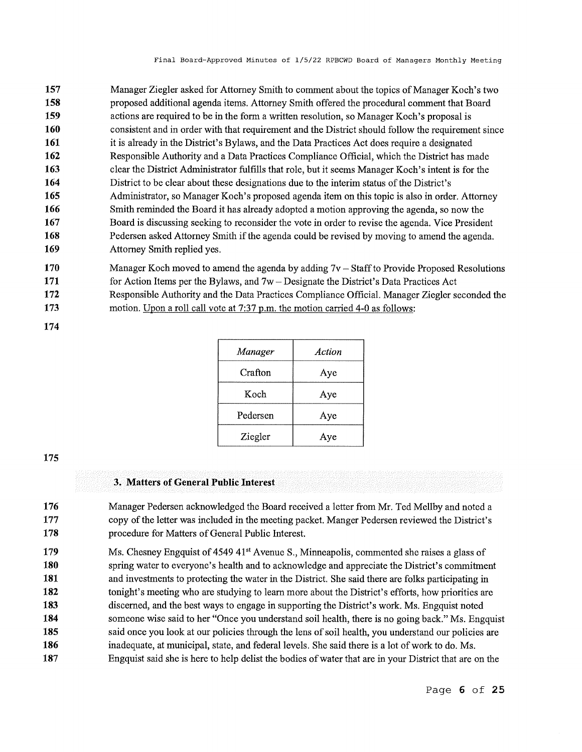Manager Ziegler asked for Attorney Smith to comment about the topics of Manager Koch's two proposed additional agenda items. Attorney Smith offered the procedural comment that Board actions are required to be in the form a written resolution, so Manager Koch's proposal is consistent and in order with that requirement and the District should follow the requirement since it is already in the District's Bylaws, and the Data Practices Act does require a designated Responsible Authority and a Data Practices Compliance Official, which the District has made clear the District Administrator fulfills that role, but it seems Manager Koch's intent is for the District to be clear about these designations due to the interim status of the District's Administrator, so Manager Koch's proposed agenda item on this topic is also in order. Attorney Smith reminded the Board it has already adopted a motion approving the agenda, so now the Board is discussing seeking to reconsider the vote in order to revise the agenda. Vice President Pedersen asked Attorney Smith if the agenda could be revised by moving to amend the agenda. Attorney Smith replied yes.

Manager Koch moved to amend the agenda by adding 7v – Staff to Provide Proposed Resolutions for Action Items per the Bylaws, and 7w – Designate the District's Data Practices Act Responsible Authority and the Data Practices Compliance Official. Manager Ziegler seconded the motion. Upon a roll call vote at 7:37 p.m. the motion carried 4-0 as follows:

| *Manager* | *Action* |
|---|---|
| Crafton | Aye |
| Koch | Aye |
| Pedersen | Aye |
| Ziegler | Aye |

## 3. Matters of General Public Interest

Manager Pedersen acknowledged the Board received a letter from Mr. Ted Mellby and noted a copy of the letter was included in the meeting packet. Manger Pedersen reviewed the District's procedure for Matters of General Public Interest.

Ms. Chesney Engquist of 4549 41st Avenue S., Minneapolis, commented she raises a glass of spring water to everyone's health and to acknowledge and appreciate the District's commitment and investments to protecting the water in the District. She said there are folks participating in tonight's meeting who are studying to learn more about the District's efforts, how priorities are discerned, and the best ways to engage in supporting the District's work. Ms. Engquist noted someone wise said to her "Once you understand soil health, there is no going back." Ms. Engquist said once you look at our policies through the lens of soil health, you understand our policies are inadequate, at municipal, state, and federal levels. She said there is a lot of work to do. Ms. Engquist said she is here to help delist the bodies of water that are in your District that are on the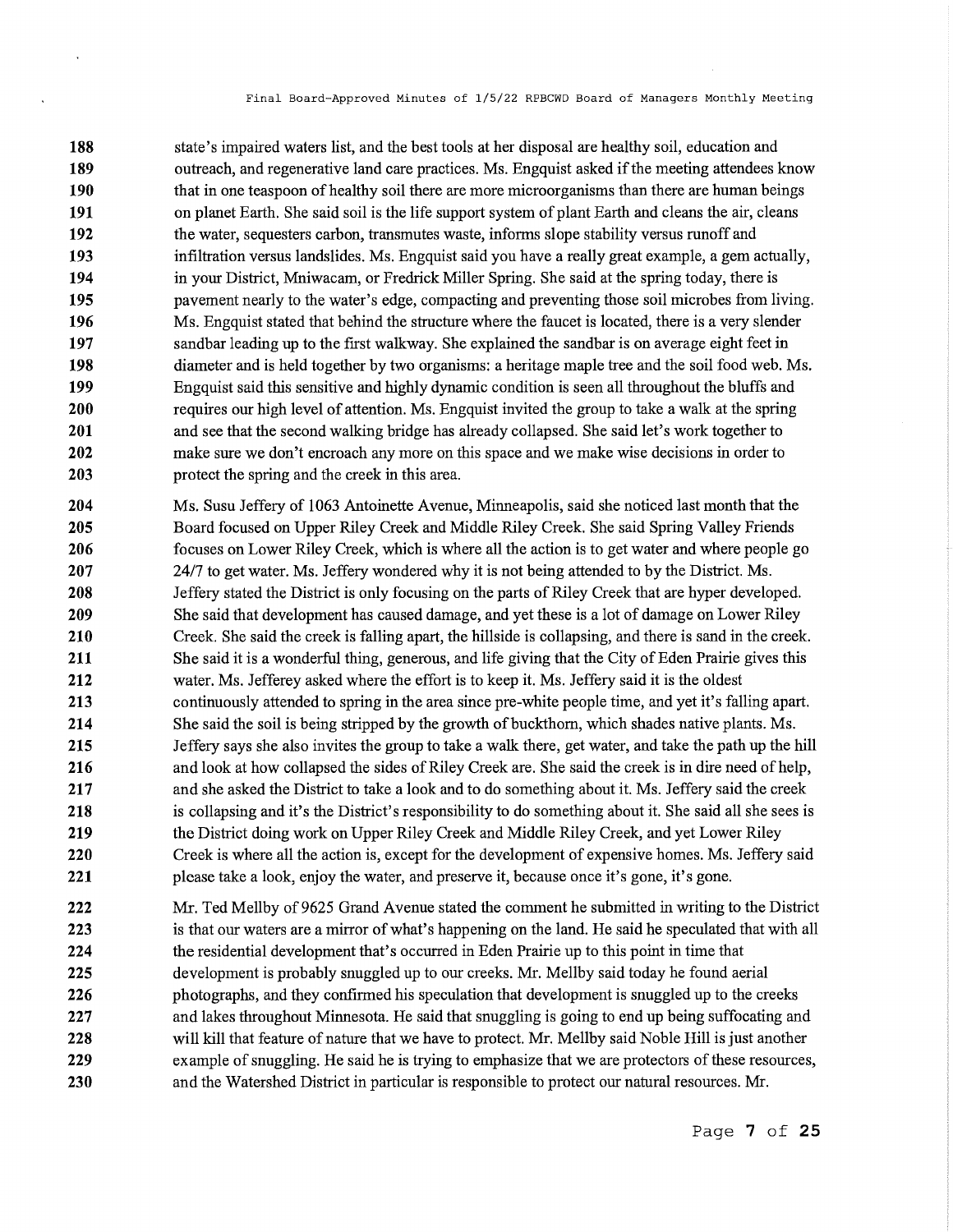state's impaired waters list, and the best tools at her disposal are healthy soil, education and outreach, and regenerative land care practices. Ms. Engquist asked if the meeting attendees know that in one teaspoon of healthy soil there are more microorganisms than there are human beings on planet Earth. She said soil is the life support system of plant Earth and cleans the air, cleans the water, sequesters carbon, transmutes waste, informs slope stability versus runoff and infiltration versus landslides. Ms. Engquist said you have a really great example, a gem actually, in your District, Mniwacam, or Fredrick Miller Spring. She said at the spring today, there is pavement nearly to the water's edge, compacting and preventing those soil microbes from living. Ms. Engquist stated that behind the structure where the faucet is located, there is a very slender sandbar leading up to the first walkway. She explained the sandbar is on average eight feet in diameter and is held together by two organisms: a heritage maple tree and the soil food web. Ms. Engquist said this sensitive and highly dynamic condition is seen all throughout the bluffs and requires our high level of attention. Ms. Engquist invited the group to take a walk at the spring and see that the second walking bridge has already collapsed. She said let's work together to make sure we don't encroach any more on this space and we make wise decisions in order to protect the spring and the creek in this area.

Ms. Susu Jeffery of 1063 Antoinette Avenue, Minneapolis, said she noticed last month that the Board focused on Upper Riley Creek and Middle Riley Creek. She said Spring Valley Friends focuses on Lower Riley Creek, which is where all the action is to get water and where people go 24/7 to get water. Ms. Jeffery wondered why it is not being attended to by the District. Ms. Jeffery stated the District is only focusing on the parts of Riley Creek that are hyper developed. She said that development has caused damage, and yet these is a lot of damage on Lower Riley Creek. She said the creek is falling apart, the hillside is collapsing, and there is sand in the creek. She said it is a wonderful thing, generous, and life giving that the City of Eden Prairie gives this water. Ms. Jefferey asked where the effort is to keep it. Ms. Jeffery said it is the oldest continuously attended to spring in the area since pre-white people time, and yet it's falling apart. She said the soil is being stripped by the growth of buckthorn, which shades native plants. Ms. Jeffery says she also invites the group to take a walk there, get water, and take the path up the hill and look at how collapsed the sides of Riley Creek are. She said the creek is in dire need of help, and she asked the District to take a look and to do something about it. Ms. Jeffery said the creek is collapsing and it's the District's responsibility to do something about it. She said all she sees is the District doing work on Upper Riley Creek and Middle Riley Creek, and yet Lower Riley Creek is where all the action is, except for the development of expensive homes. Ms. Jeffery said please take a look, enjoy the water, and preserve it, because once it's gone, it's gone.

Mr. Ted Mellby of 9625 Grand Avenue stated the comment he submitted in writing to the District is that our waters are a mirror of what's happening on the land. He said he speculated that with all the residential development that's occurred in Eden Prairie up to this point in time that development is probably snuggled up to our creeks. Mr. Mellby said today he found aerial photographs, and they confirmed his speculation that development is snuggled up to the creeks and lakes throughout Minnesota. He said that snuggling is going to end up being suffocating and will kill that feature of nature that we have to protect. Mr. Mellby said Noble Hill is just another example of snuggling. He said he is trying to emphasize that we are protectors of these resources, and the Watershed District in particular is responsible to protect our natural resources. Mr.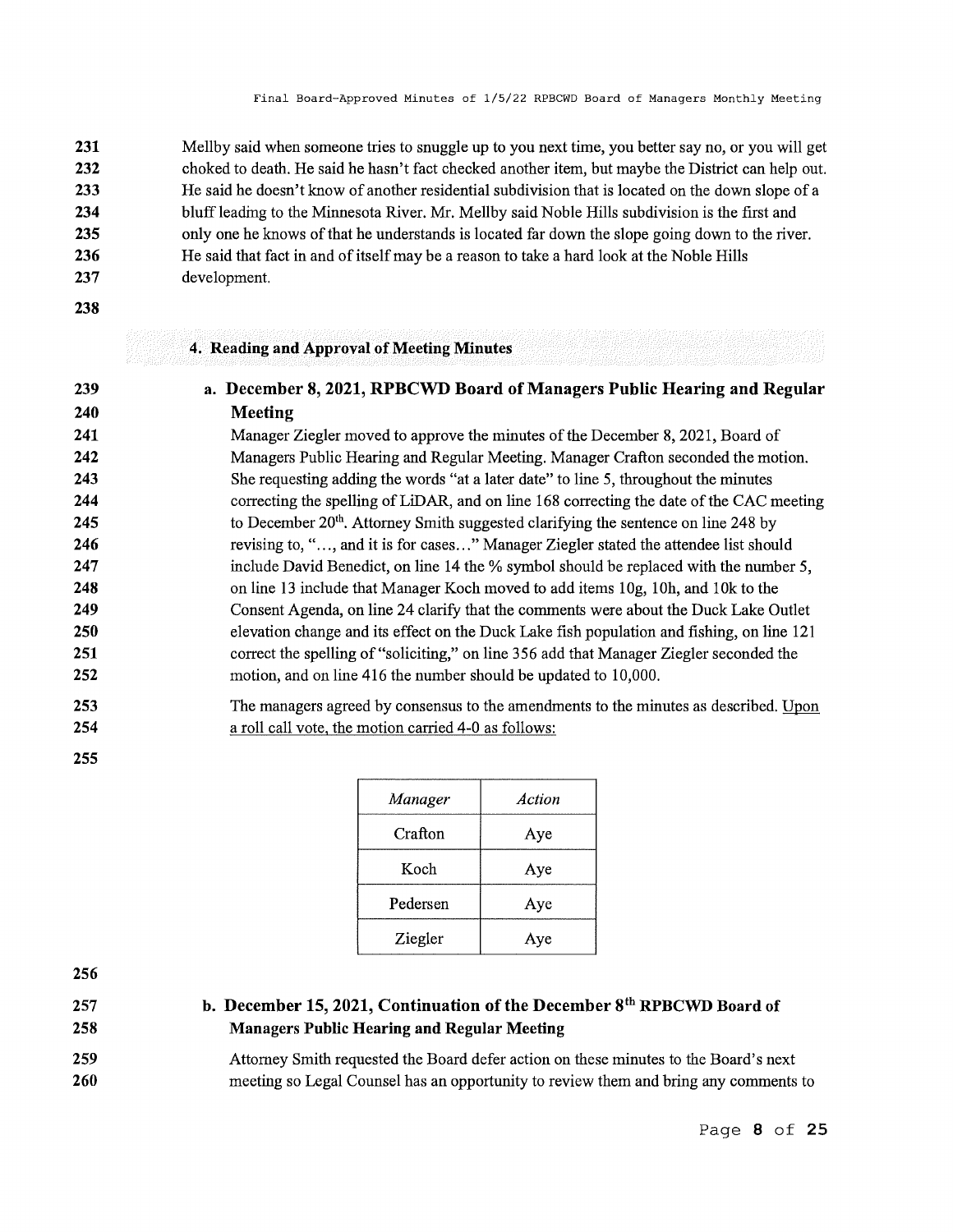Mellby said when someone tries to snuggle up to you next time, you better say no, or you will get choked to death. He said he hasn't fact checked another item, but maybe the District can help out. He said he doesn't know of another residential subdivision that is located on the down slope of a bluff leading to the Minnesota River. Mr. Mellby said Noble Hills subdivision is the first and only one he knows of that he understands is located far down the slope going down to the river. He said that fact in and of itself may be a reason to take a hard look at the Noble Hills development.

## 4. Reading and Approval of Meeting Minutes

### a. December 8, 2021, RPBCWD Board of Managers Public Hearing and Regular Meeting

Manager Ziegler moved to approve the minutes of the December 8, 2021, Board of Managers Public Hearing and Regular Meeting. Manager Crafton seconded the motion. She requesting adding the words "at a later date" to line 5, throughout the minutes correcting the spelling of LiDAR, and on line 168 correcting the date of the CAC meeting to December 20th. Attorney Smith suggested clarifying the sentence on line 248 by revising to, "…, and it is for cases…" Manager Ziegler stated the attendee list should include David Benedict, on line 14 the % symbol should be replaced with the number 5, on line 13 include that Manager Koch moved to add items 10g, 10h, and 10k to the Consent Agenda, on line 24 clarify that the comments were about the Duck Lake Outlet elevation change and its effect on the Duck Lake fish population and fishing, on line 121 correct the spelling of "soliciting," on line 356 add that Manager Ziegler seconded the motion, and on line 416 the number should be updated to 10,000.

The managers agreed by consensus to the amendments to the minutes as described. <u>Upon a roll call vote, the motion carried 4-0 as follows:</u>

| *Manager* | *Action* |
|---|---|
| Crafton | Aye |
| Koch | Aye |
| Pedersen | Aye |
| Ziegler | Aye |

### b. December 15, 2021, Continuation of the December 8th RPBCWD Board of Managers Public Hearing and Regular Meeting

Attorney Smith requested the Board defer action on these minutes to the Board's next meeting so Legal Counsel has an opportunity to review them and bring any comments to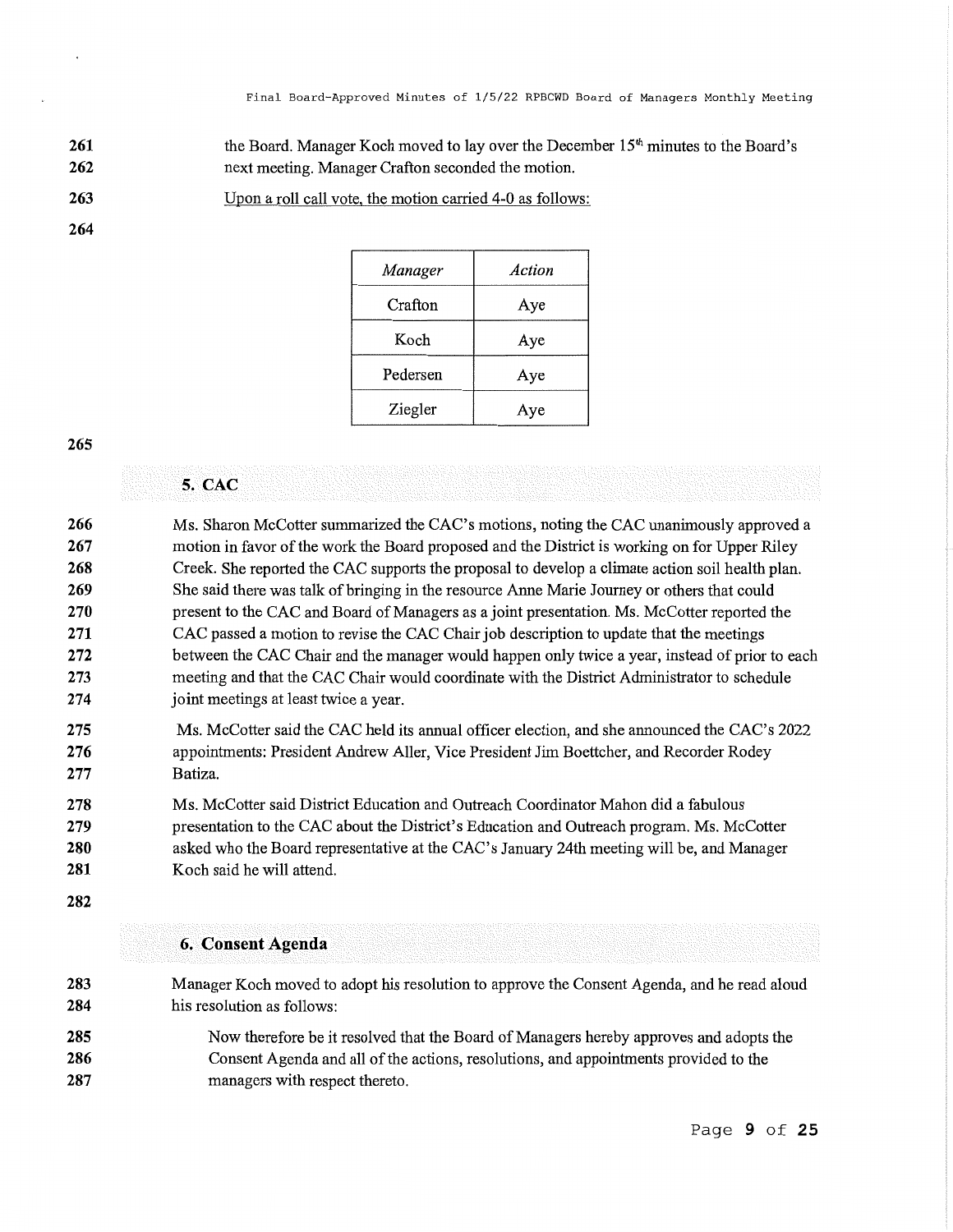the Board. Manager Koch moved to lay over the December 15th minutes to the Board's next meeting. Manager Crafton seconded the motion.

Upon a roll call vote, the motion carried 4-0 as follows:

| *Manager* | *Action* |
|---|---|
| Crafton | Aye |
| Koch | Aye |
| Pedersen | Aye |
| Ziegler | Aye |

## 5. CAC

Ms. Sharon McCotter summarized the CAC's motions, noting the CAC unanimously approved a motion in favor of the work the Board proposed and the District is working on for Upper Riley Creek. She reported the CAC supports the proposal to develop a climate action soil health plan. She said there was talk of bringing in the resource Anne Marie Journey or others that could present to the CAC and Board of Managers as a joint presentation. Ms. McCotter reported the CAC passed a motion to revise the CAC Chair job description to update that the meetings between the CAC Chair and the manager would happen only twice a year, instead of prior to each meeting and that the CAC Chair would coordinate with the District Administrator to schedule joint meetings at least twice a year.

Ms. McCotter said the CAC held its annual officer election, and she announced the CAC's 2022 appointments: President Andrew Aller, Vice President Jim Boettcher, and Recorder Rodey Batiza.

Ms. McCotter said District Education and Outreach Coordinator Mahon did a fabulous presentation to the CAC about the District's Education and Outreach program. Ms. McCotter asked who the Board representative at the CAC's January 24th meeting will be, and Manager Koch said he will attend.

## 6. Consent Agenda

Manager Koch moved to adopt his resolution to approve the Consent Agenda, and he read aloud his resolution as follows:

> Now therefore be it resolved that the Board of Managers hereby approves and adopts the Consent Agenda and all of the actions, resolutions, and appointments provided to the managers with respect thereto.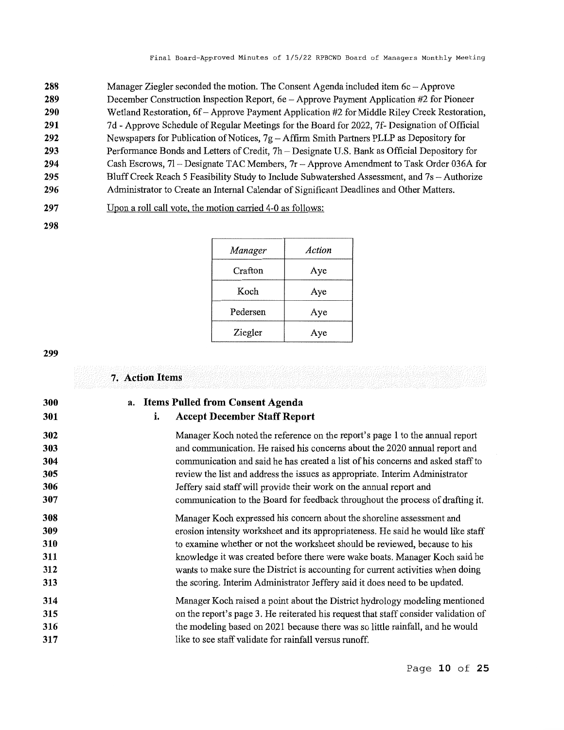Manager Ziegler seconded the motion. The Consent Agenda included item 6c – Approve December Construction Inspection Report, 6e – Approve Payment Application #2 for Pioneer Wetland Restoration, 6f – Approve Payment Application #2 for Middle Riley Creek Restoration, 7d - Approve Schedule of Regular Meetings for the Board for 2022, 7f- Designation of Official Newspapers for Publication of Notices, 7g – Affirm Smith Partners PLLP as Depository for Performance Bonds and Letters of Credit, 7h – Designate U.S. Bank as Official Depository for Cash Escrows, 7l – Designate TAC Members, 7r – Approve Amendment to Task Order 036A for Bluff Creek Reach 5 Feasibility Study to Include Subwatershed Assessment, and 7s – Authorize Administrator to Create an Internal Calendar of Significant Deadlines and Other Matters.

Upon a roll call vote, the motion carried 4-0 as follows:

| *Manager* | *Action* |
|---|---|
| Crafton | Aye |
| Koch | Aye |
| Pedersen | Aye |
| Ziegler | Aye |

## 7. Action Items

### a. Items Pulled from Consent Agenda

#### i. Accept December Staff Report

Manager Koch noted the reference on the report's page 1 to the annual report and communication. He raised his concerns about the 2020 annual report and communication and said he has created a list of his concerns and asked staff to review the list and address the issues as appropriate. Interim Administrator Jeffery said staff will provide their work on the annual report and communication to the Board for feedback throughout the process of drafting it.

Manager Koch expressed his concern about the shoreline assessment and erosion intensity worksheet and its appropriateness. He said he would like staff to examine whether or not the worksheet should be reviewed, because to his knowledge it was created before there were wake boats. Manager Koch said he wants to make sure the District is accounting for current activities when doing the scoring. Interim Administrator Jeffery said it does need to be updated.

Manager Koch raised a point about the District hydrology modeling mentioned on the report's page 3. He reiterated his request that staff consider validation of the modeling based on 2021 because there was so little rainfall, and he would like to see staff validate for rainfall versus runoff.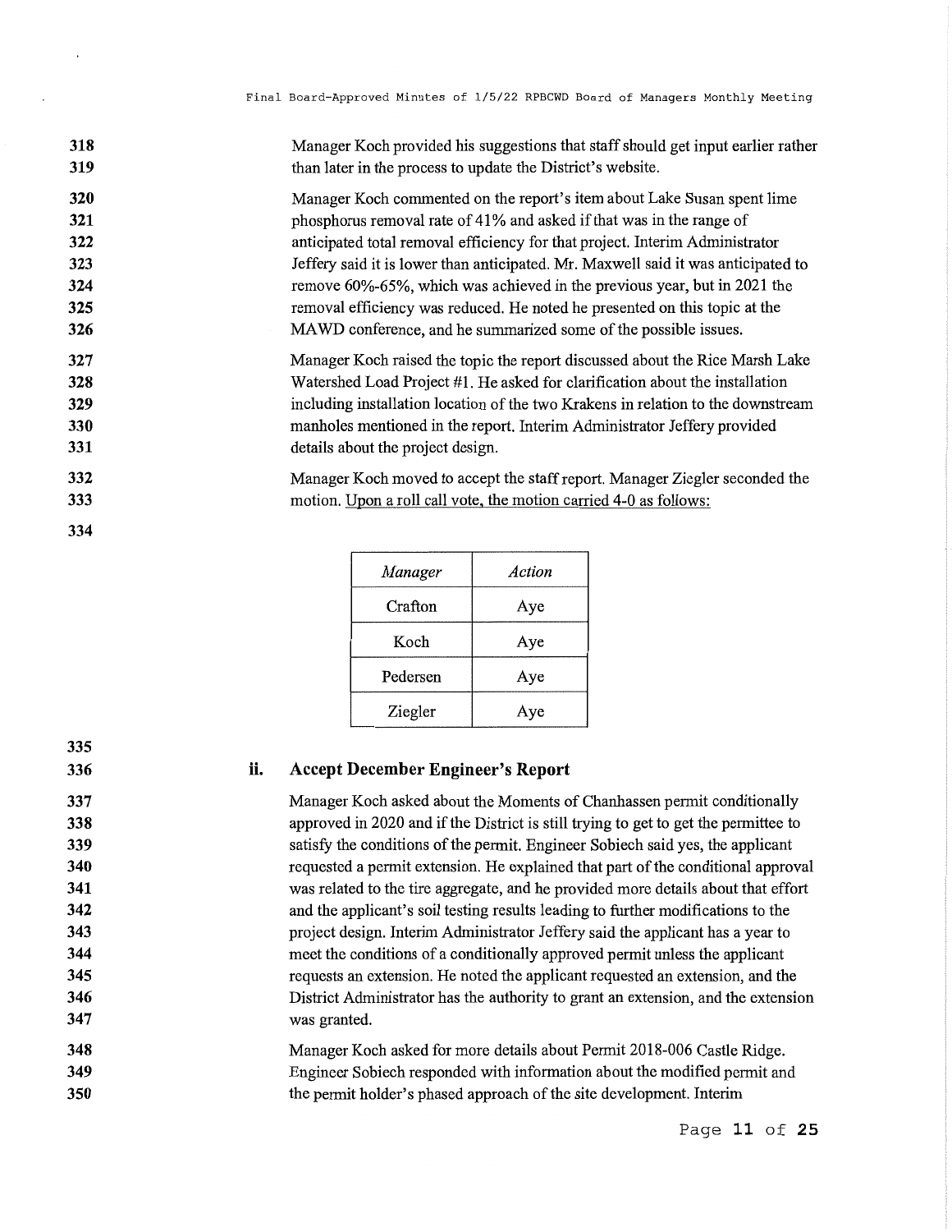Manager Koch provided his suggestions that staff should get input earlier rather than later in the process to update the District's website.

Manager Koch commented on the report's item about Lake Susan spent lime phosphorus removal rate of 41% and asked if that was in the range of anticipated total removal efficiency for that project. Interim Administrator Jeffery said it is lower than anticipated. Mr. Maxwell said it was anticipated to remove 60%-65%, which was achieved in the previous year, but in 2021 the removal efficiency was reduced. He noted he presented on this topic at the MAWD conference, and he summarized some of the possible issues.

Manager Koch raised the topic the report discussed about the Rice Marsh Lake Watershed Load Project #1. He asked for clarification about the installation including installation location of the two Krakens in relation to the downstream manholes mentioned in the report. Interim Administrator Jeffery provided details about the project design.

Manager Koch moved to accept the staff report. Manager Ziegler seconded the motion. Upon a roll call vote, the motion carried 4-0 as follows:

| *Manager* | *Action* |
| --- | --- |
| Crafton | Aye |
| Koch | Aye |
| Pedersen | Aye |
| Ziegler | Aye |

### ii. Accept December Engineer's Report

Manager Koch asked about the Moments of Chanhassen permit conditionally approved in 2020 and if the District is still trying to get to get the permittee to satisfy the conditions of the permit. Engineer Sobiech said yes, the applicant requested a permit extension. He explained that part of the conditional approval was related to the tire aggregate, and he provided more details about that effort and the applicant's soil testing results leading to further modifications to the project design. Interim Administrator Jeffery said the applicant has a year to meet the conditions of a conditionally approved permit unless the applicant requests an extension. He noted the applicant requested an extension, and the District Administrator has the authority to grant an extension, and the extension was granted.

Manager Koch asked for more details about Permit 2018-006 Castle Ridge. Engineer Sobiech responded with information about the modified permit and the permit holder's phased approach of the site development. Interim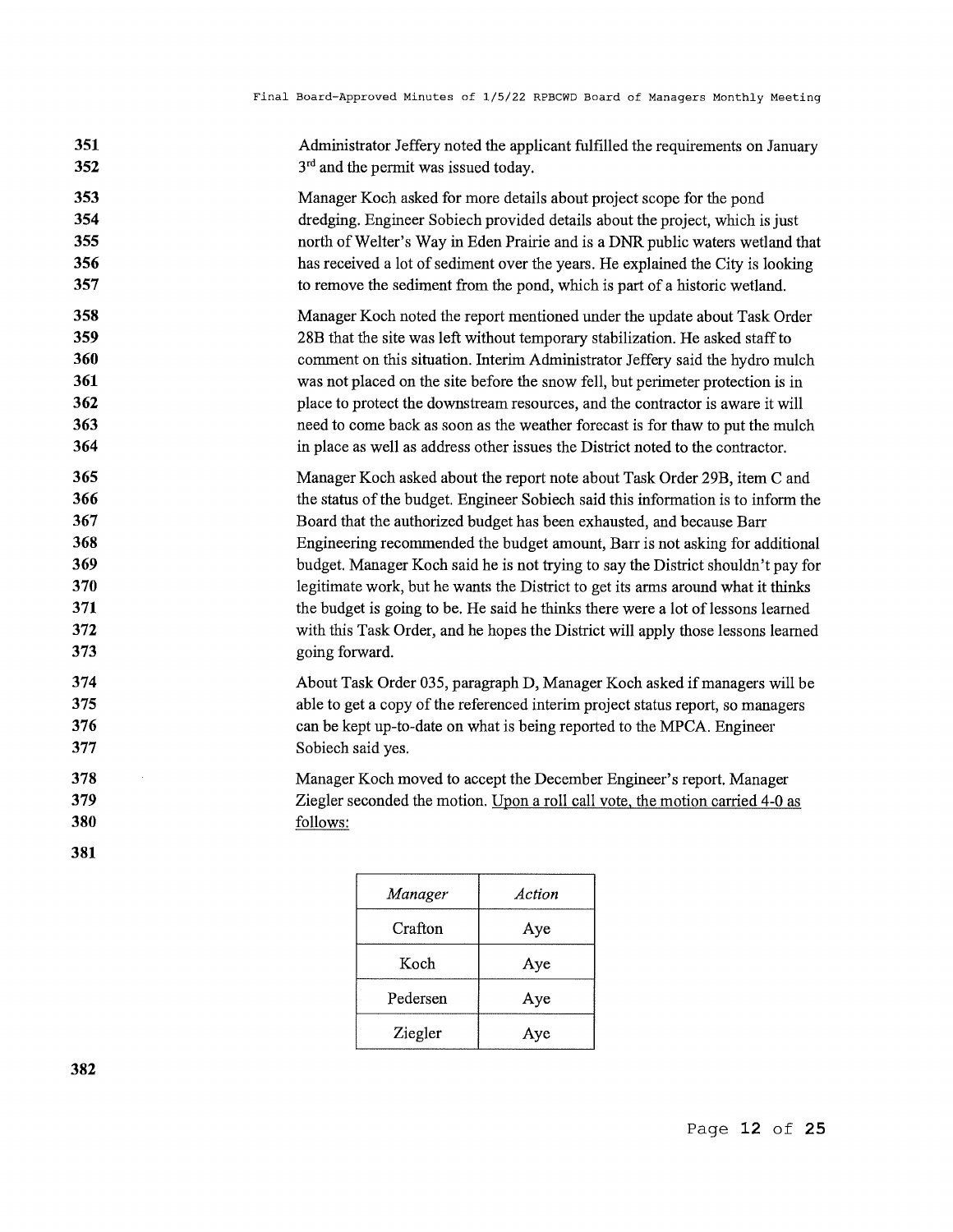Administrator Jeffery noted the applicant fulfilled the requirements on January 3rd and the permit was issued today.

Manager Koch asked for more details about project scope for the pond dredging. Engineer Sobiech provided details about the project, which is just north of Welter's Way in Eden Prairie and is a DNR public waters wetland that has received a lot of sediment over the years. He explained the City is looking to remove the sediment from the pond, which is part of a historic wetland.

Manager Koch noted the report mentioned under the update about Task Order 28B that the site was left without temporary stabilization. He asked staff to comment on this situation. Interim Administrator Jeffery said the hydro mulch was not placed on the site before the snow fell, but perimeter protection is in place to protect the downstream resources, and the contractor is aware it will need to come back as soon as the weather forecast is for thaw to put the mulch in place as well as address other issues the District noted to the contractor.

Manager Koch asked about the report note about Task Order 29B, item C and the status of the budget. Engineer Sobiech said this information is to inform the Board that the authorized budget has been exhausted, and because Barr Engineering recommended the budget amount, Barr is not asking for additional budget. Manager Koch said he is not trying to say the District shouldn't pay for legitimate work, but he wants the District to get its arms around what it thinks the budget is going to be. He said he thinks there were a lot of lessons learned with this Task Order, and he hopes the District will apply those lessons learned going forward.

About Task Order 035, paragraph D, Manager Koch asked if managers will be able to get a copy of the referenced interim project status report, so managers can be kept up-to-date on what is being reported to the MPCA. Engineer Sobiech said yes.

Manager Koch moved to accept the December Engineer's report. Manager Ziegler seconded the motion. Upon a roll call vote, the motion carried 4-0 as follows:

| *Manager* | *Action* |
|---|---|
| Crafton | Aye |
| Koch | Aye |
| Pedersen | Aye |
| Ziegler | Aye |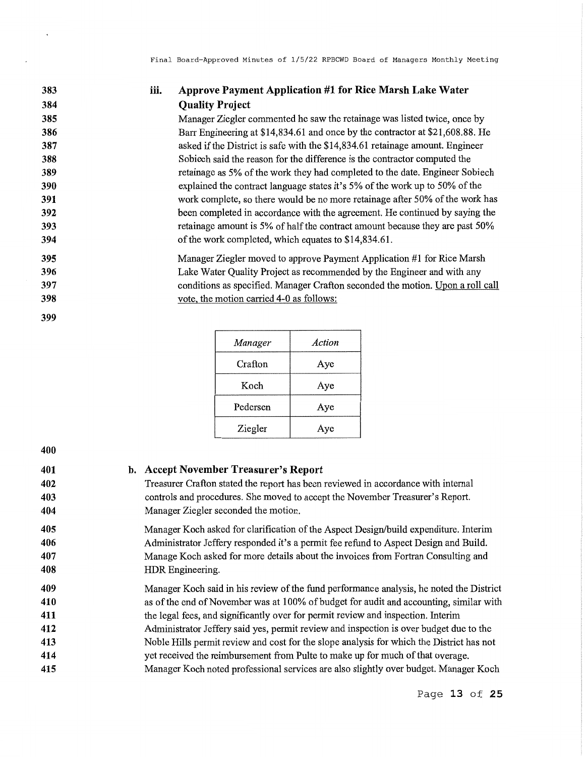### iii. Approve Payment Application #1 for Rice Marsh Lake Water Quality Project

Manager Ziegler commented he saw the retainage was listed twice, once by Barr Engineering at $14,834.61 and once by the contractor at $21,608.88. He asked if the District is safe with the $14,834.61 retainage amount. Engineer Sobiech said the reason for the difference is the contractor computed the retainage as 5% of the work they had completed to the date. Engineer Sobiech explained the contract language states it's 5% of the work up to 50% of the work complete, so there would be no more retainage after 50% of the work has been completed in accordance with the agreement. He continued by saying the retainage amount is 5% of half the contract amount because they are past 50% of the work completed, which equates to $14,834.61.

Manager Ziegler moved to approve Payment Application #1 for Rice Marsh Lake Water Quality Project as recommended by the Engineer and with any conditions as specified. Manager Crafton seconded the motion. Upon a roll call vote, the motion carried 4-0 as follows:

| *Manager* | *Action* |
|---|---|
| Crafton | Aye |
| Koch | Aye |
| Pedersen | Aye |
| Ziegler | Aye |

## b. Accept November Treasurer's Report

Treasurer Crafton stated the report has been reviewed in accordance with internal controls and procedures. She moved to accept the November Treasurer's Report. Manager Ziegler seconded the motion.

Manager Koch asked for clarification of the Aspect Design/build expenditure. Interim Administrator Jeffery responded it's a permit fee refund to Aspect Design and Build. Manage Koch asked for more details about the invoices from Fortran Consulting and HDR Engineering.

Manager Koch said in his review of the fund performance analysis, he noted the District as of the end of November was at 100% of budget for audit and accounting, similar with the legal fees, and significantly over for permit review and inspection. Interim Administrator Jeffery said yes, permit review and inspection is over budget due to the Noble Hills permit review and cost for the slope analysis for which the District has not yet received the reimbursement from Pulte to make up for much of that overage. Manager Koch noted professional services are also slightly over budget. Manager Koch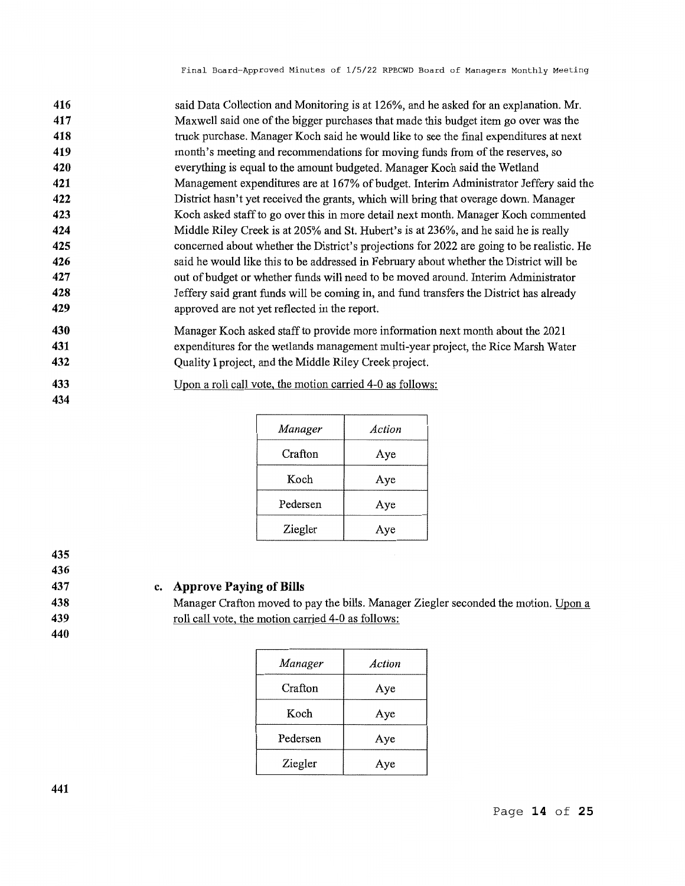said Data Collection and Monitoring is at 126%, and he asked for an explanation. Mr. Maxwell said one of the bigger purchases that made this budget item go over was the truck purchase. Manager Koch said he would like to see the final expenditures at next month's meeting and recommendations for moving funds from of the reserves, so everything is equal to the amount budgeted. Manager Koch said the Wetland Management expenditures are at 167% of budget. Interim Administrator Jeffery said the District hasn't yet received the grants, which will bring that overage down. Manager Koch asked staff to go over this in more detail next month. Manager Koch commented Middle Riley Creek is at 205% and St. Hubert's is at 236%, and he said he is really concerned about whether the District's projections for 2022 are going to be realistic. He said he would like this to be addressed in February about whether the District will be out of budget or whether funds will need to be moved around. Interim Administrator Jeffery said grant funds will be coming in, and fund transfers the District has already approved are not yet reflected in the report.

Manager Koch asked staff to provide more information next month about the 2021 expenditures for the wetlands management multi-year project, the Rice Marsh Water Quality I project, and the Middle Riley Creek project.

Upon a roll call vote, the motion carried 4-0 as follows:

| *Manager* | *Action* |
|---|---|
| Crafton | Aye |
| Koch | Aye |
| Pedersen | Aye |
| Ziegler | Aye |

**c. Approve Paying of Bills**

Manager Crafton moved to pay the bills. Manager Ziegler seconded the motion. Upon a roll call vote, the motion carried 4-0 as follows:

| *Manager* | *Action* |
|---|---|
| Crafton | Aye |
| Koch | Aye |
| Pedersen | Aye |
| Ziegler | Aye |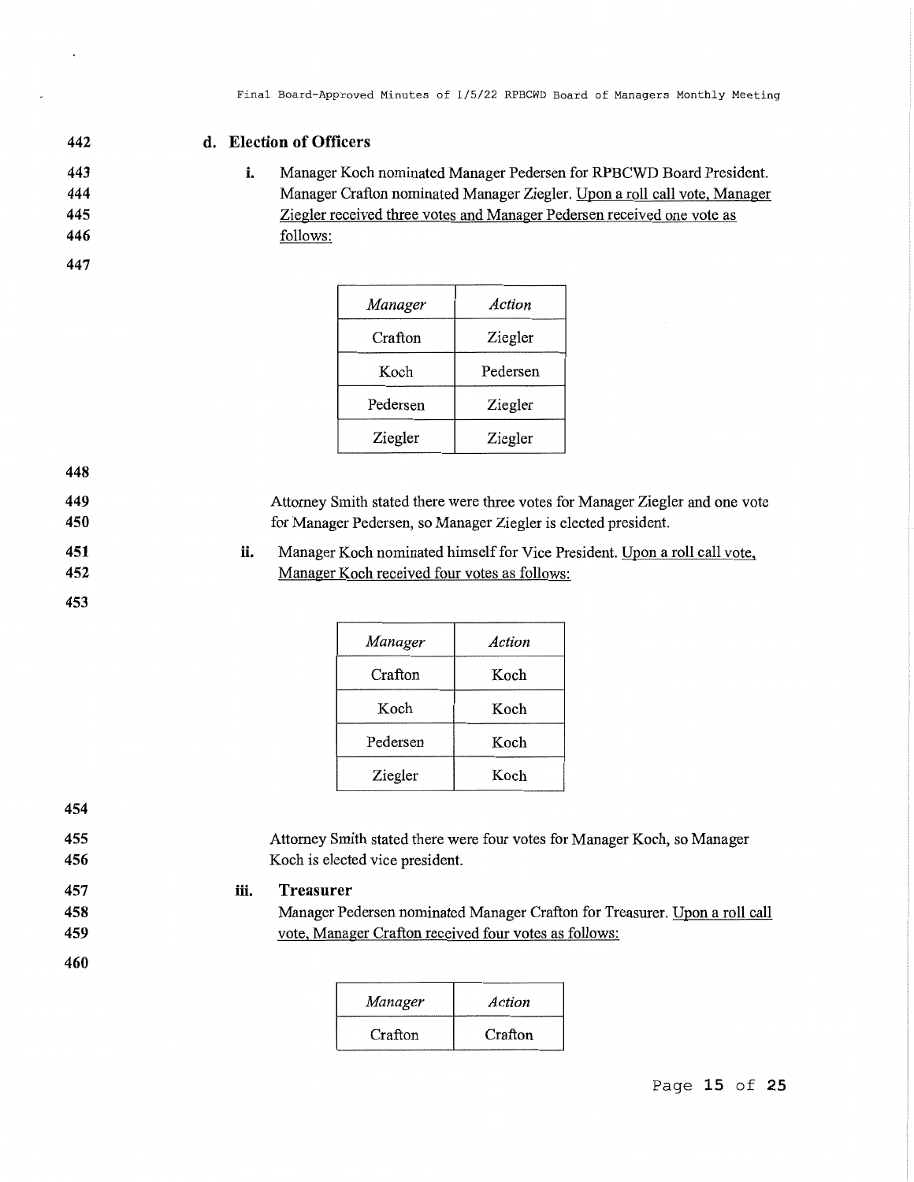### d. Election of Officers

i. Manager Koch nominated Manager Pedersen for RPBCWD Board President. Manager Crafton nominated Manager Ziegler. Upon a roll call vote, Manager Ziegler received three votes and Manager Pedersen received one vote as follows:

| *Manager* | *Action* |
|---|---|
| Crafton | Ziegler |
| Koch | Pedersen |
| Pedersen | Ziegler |
| Ziegler | Ziegler |

Attorney Smith stated there were three votes for Manager Ziegler and one vote for Manager Pedersen, so Manager Ziegler is elected president.

ii. Manager Koch nominated himself for Vice President. Upon a roll call vote, Manager Koch received four votes as follows:

| *Manager* | *Action* |
|---|---|
| Crafton | Koch |
| Koch | Koch |
| Pedersen | Koch |
| Ziegler | Koch |

Attorney Smith stated there were four votes for Manager Koch, so Manager Koch is elected vice president.

iii. **Treasurer**

Manager Pedersen nominated Manager Crafton for Treasurer. Upon a roll call vote, Manager Crafton received four votes as follows:

| *Manager* | *Action* |
|---|---|
| Crafton | Crafton |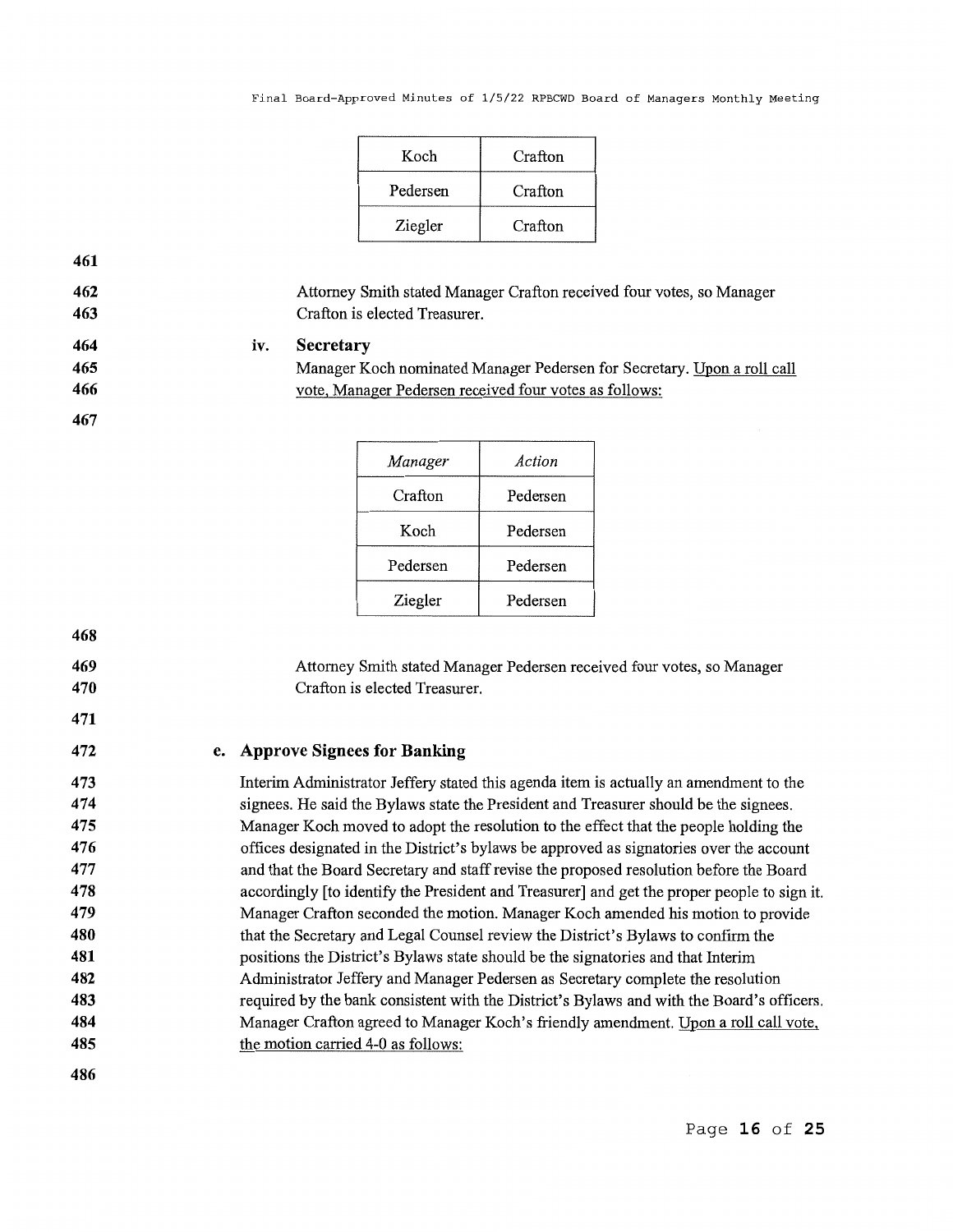| Koch | Crafton |
|---|---|
| Pedersen | Crafton |
| Ziegler | Crafton |

Attorney Smith stated Manager Crafton received four votes, so Manager Crafton is elected Treasurer.

iv. **Secretary**

Manager Koch nominated Manager Pedersen for Secretary. Upon a roll call vote, Manager Pedersen received four votes as follows:

| *Manager* | *Action* |
|---|---|
| Crafton | Pedersen |
| Koch | Pedersen |
| Pedersen | Pedersen |
| Ziegler | Pedersen |

Attorney Smith stated Manager Pedersen received four votes, so Manager Crafton is elected Treasurer.

### e. Approve Signees for Banking

Interim Administrator Jeffery stated this agenda item is actually an amendment to the signees. He said the Bylaws state the President and Treasurer should be the signees. Manager Koch moved to adopt the resolution to the effect that the people holding the offices designated in the District's bylaws be approved as signatories over the account and that the Board Secretary and staff revise the proposed resolution before the Board accordingly [to identify the President and Treasurer] and get the proper people to sign it. Manager Crafton seconded the motion. Manager Koch amended his motion to provide that the Secretary and Legal Counsel review the District's Bylaws to confirm the positions the District's Bylaws state should be the signatories and that Interim Administrator Jeffery and Manager Pedersen as Secretary complete the resolution required by the bank consistent with the District's Bylaws and with the Board's officers. Manager Crafton agreed to Manager Koch's friendly amendment. Upon a roll call vote, the motion carried 4-0 as follows: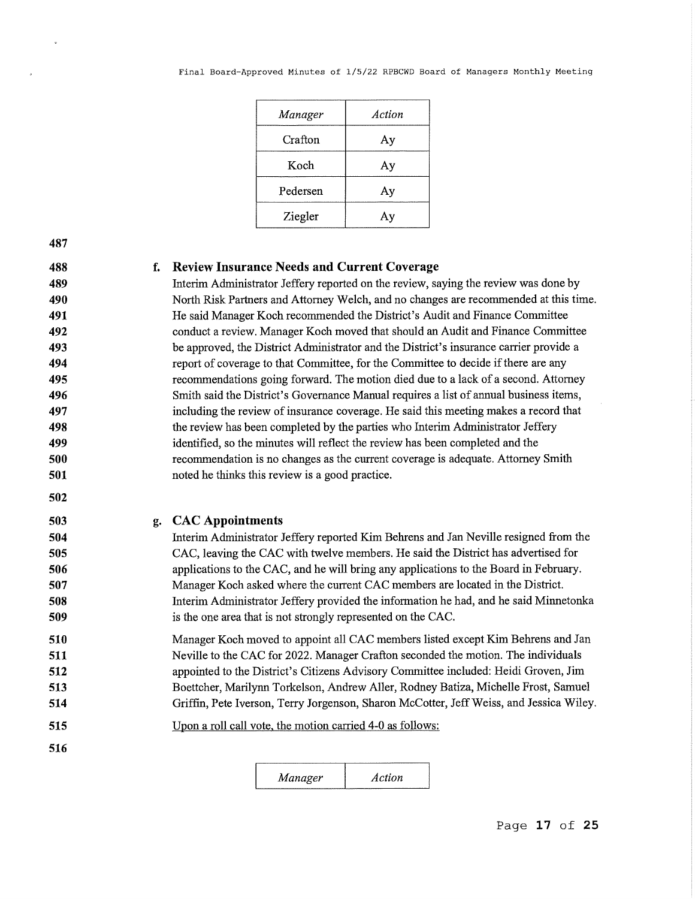| *Manager* | *Action* |
|---|---|
| Crafton | Ay |
| Koch | Ay |
| Pedersen | Ay |
| Ziegler | Ay |

### f. Review Insurance Needs and Current Coverage

Interim Administrator Jeffery reported on the review, saying the review was done by North Risk Partners and Attorney Welch, and no changes are recommended at this time. He said Manager Koch recommended the District's Audit and Finance Committee conduct a review. Manager Koch moved that should an Audit and Finance Committee be approved, the District Administrator and the District's insurance carrier provide a report of coverage to that Committee, for the Committee to decide if there are any recommendations going forward. The motion died due to a lack of a second. Attorney Smith said the District's Governance Manual requires a list of annual business items, including the review of insurance coverage. He said this meeting makes a record that the review has been completed by the parties who Interim Administrator Jeffery identified, so the minutes will reflect the review has been completed and the recommendation is no changes as the current coverage is adequate. Attorney Smith noted he thinks this review is a good practice.

### g. CAC Appointments

Interim Administrator Jeffery reported Kim Behrens and Jan Neville resigned from the CAC, leaving the CAC with twelve members. He said the District has advertised for applications to the CAC, and he will bring any applications to the Board in February. Manager Koch asked where the current CAC members are located in the District. Interim Administrator Jeffery provided the information he had, and he said Minnetonka is the one area that is not strongly represented on the CAC.

Manager Koch moved to appoint all CAC members listed except Kim Behrens and Jan Neville to the CAC for 2022. Manager Crafton seconded the motion. The individuals appointed to the District's Citizens Advisory Committee included: Heidi Groven, Jim Boettcher, Marilynn Torkelson, Andrew Aller, Rodney Batiza, Michelle Frost, Samuel Griffin, Pete Iverson, Terry Jorgenson, Sharon McCotter, Jeff Weiss, and Jessica Wiley.

Upon a roll call vote, the motion carried 4-0 as follows:

| *Manager* | *Action* |
|---|---|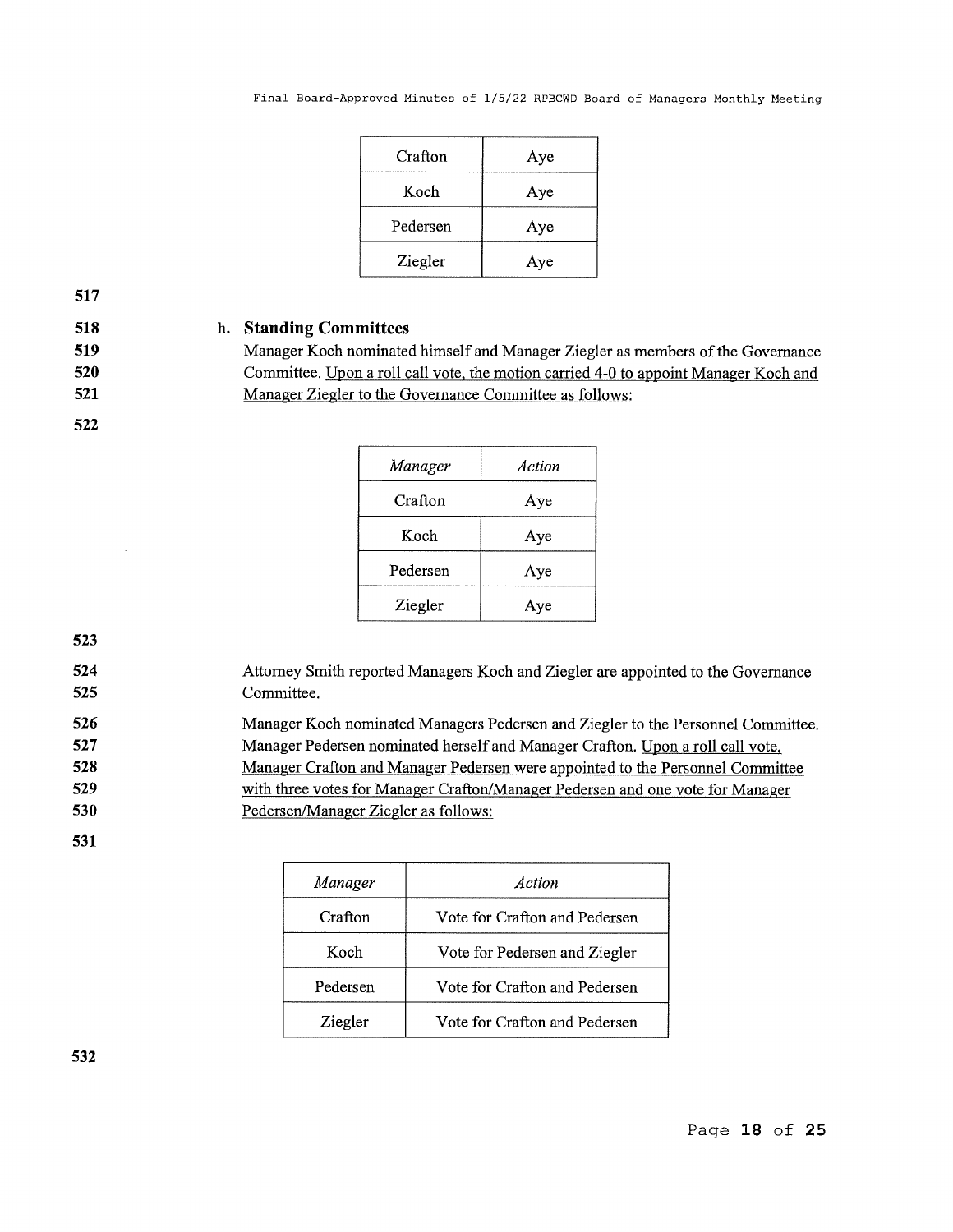| Crafton | Aye |
| --- | --- |
| Koch | Aye |
| Pedersen | Aye |
| Ziegler | Aye |

517

518 **h. Standing Committees**

519 Manager Koch nominated himself and Manager Ziegler as members of the Governance
520 Committee. Upon a roll call vote, the motion carried 4-0 to appoint Manager Koch and
521 Manager Ziegler to the Governance Committee as follows:

522

| *Manager* | *Action* |
| --- | --- |
| Crafton | Aye |
| Koch | Aye |
| Pedersen | Aye |
| Ziegler | Aye |

523

524 Attorney Smith reported Managers Koch and Ziegler are appointed to the Governance
525 Committee.

526 Manager Koch nominated Managers Pedersen and Ziegler to the Personnel Committee.
527 Manager Pedersen nominated herself and Manager Crafton. Upon a roll call vote,
528 Manager Crafton and Manager Pedersen were appointed to the Personnel Committee
529 with three votes for Manager Crafton/Manager Pedersen and one vote for Manager
530 Pedersen/Manager Ziegler as follows:

531

| *Manager* | *Action* |
| --- | --- |
| Crafton | Vote for Crafton and Pedersen |
| Koch | Vote for Pedersen and Ziegler |
| Pedersen | Vote for Crafton and Pedersen |
| Ziegler | Vote for Crafton and Pedersen |

532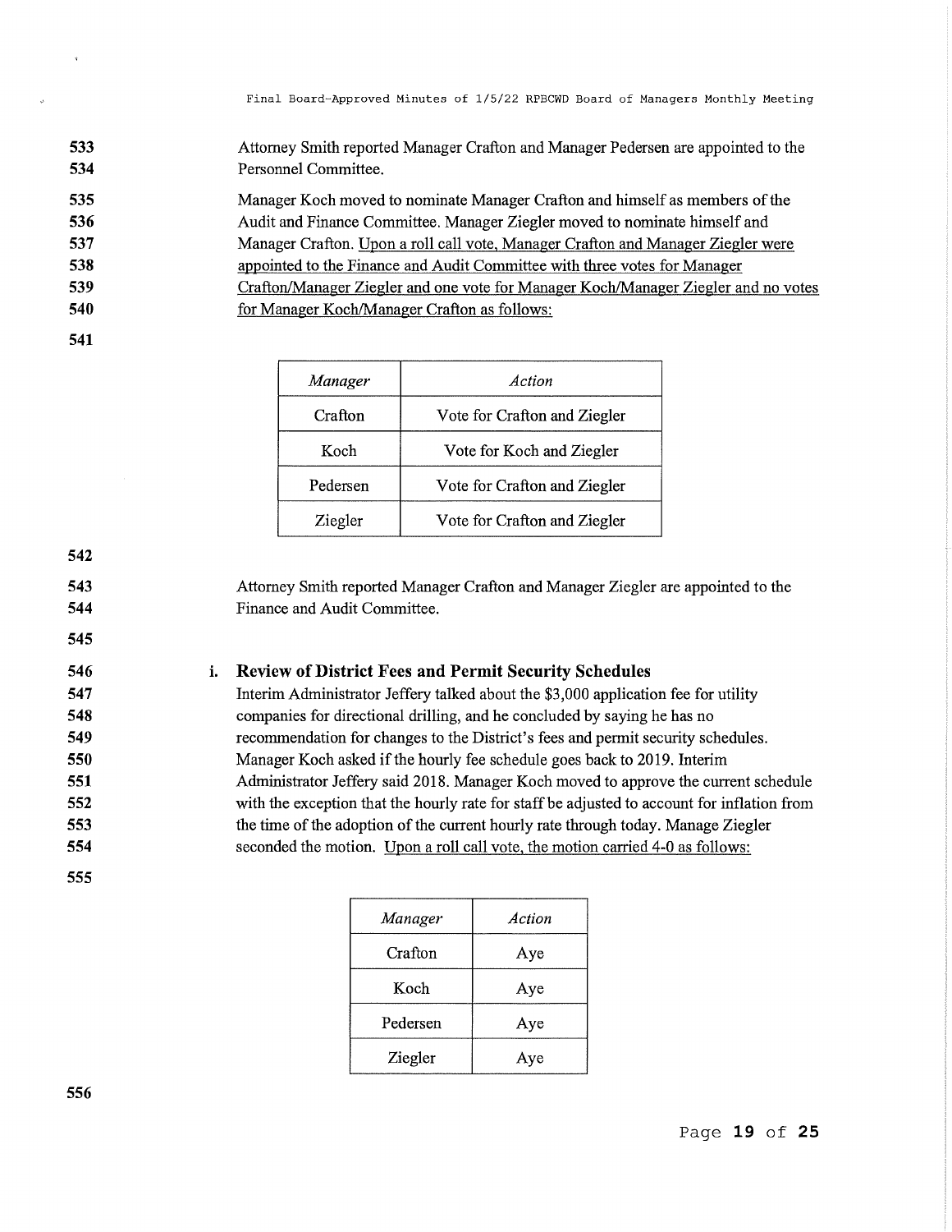Attorney Smith reported Manager Crafton and Manager Pedersen are appointed to the Personnel Committee.

Manager Koch moved to nominate Manager Crafton and himself as members of the Audit and Finance Committee. Manager Ziegler moved to nominate himself and Manager Crafton. Upon a roll call vote, Manager Crafton and Manager Ziegler were appointed to the Finance and Audit Committee with three votes for Manager Crafton/Manager Ziegler and one vote for Manager Koch/Manager Ziegler and no votes for Manager Koch/Manager Crafton as follows:

| *Manager* | *Action* |
|---|---|
| Crafton | Vote for Crafton and Ziegler |
| Koch | Vote for Koch and Ziegler |
| Pedersen | Vote for Crafton and Ziegler |
| Ziegler | Vote for Crafton and Ziegler |

Attorney Smith reported Manager Crafton and Manager Ziegler are appointed to the Finance and Audit Committee.

**i. Review of District Fees and Permit Security Schedules**

Interim Administrator Jeffery talked about the $3,000 application fee for utility companies for directional drilling, and he concluded by saying he has no recommendation for changes to the District's fees and permit security schedules. Manager Koch asked if the hourly fee schedule goes back to 2019. Interim Administrator Jeffery said 2018. Manager Koch moved to approve the current schedule with the exception that the hourly rate for staff be adjusted to account for inflation from the time of the adoption of the current hourly rate through today. Manage Ziegler seconded the motion. Upon a roll call vote, the motion carried 4-0 as follows:

| *Manager* | *Action* |
|---|---|
| Crafton | Aye |
| Koch | Aye |
| Pedersen | Aye |
| Ziegler | Aye |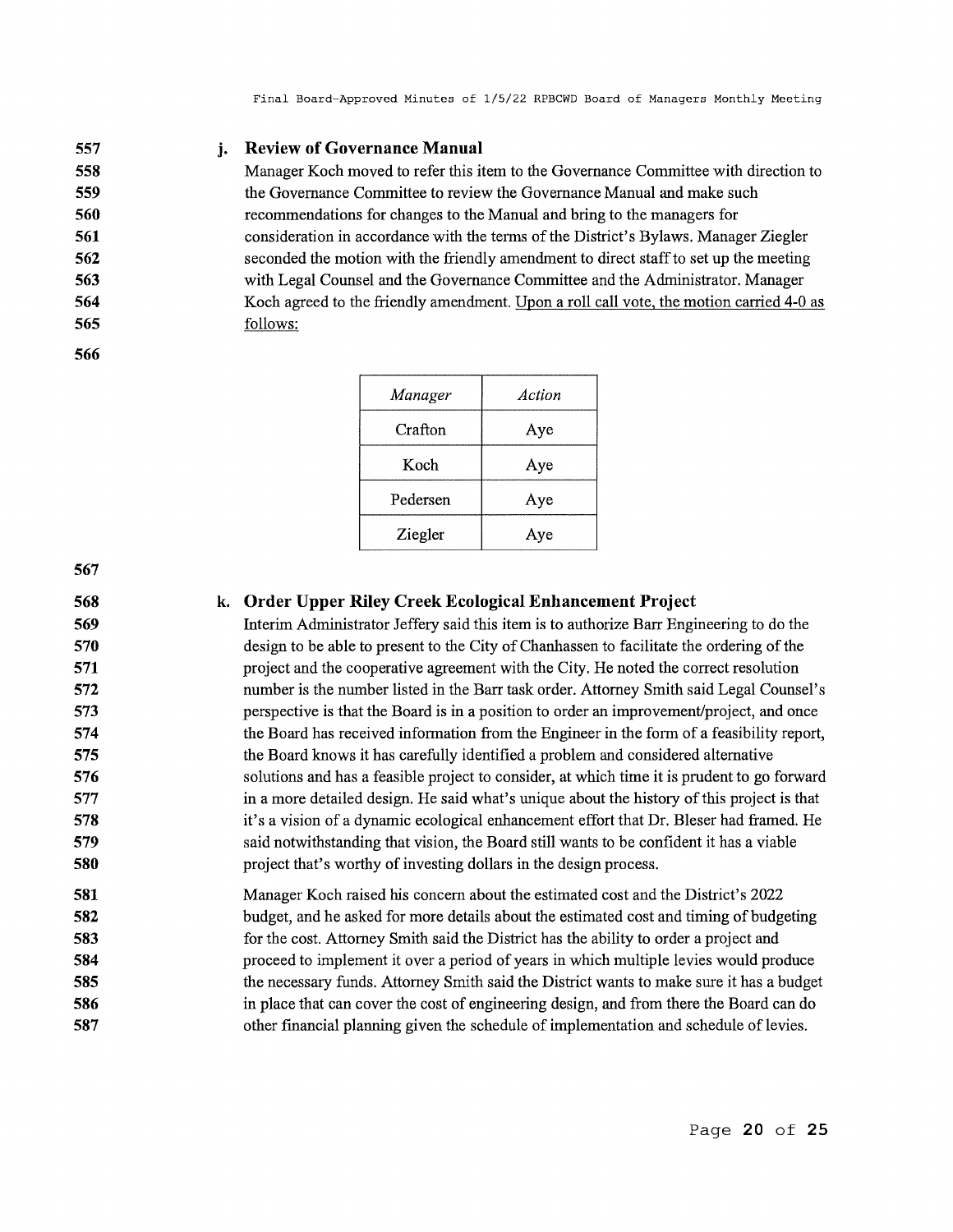### j. Review of Governance Manual

Manager Koch moved to refer this item to the Governance Committee with direction to the Governance Committee to review the Governance Manual and make such recommendations for changes to the Manual and bring to the managers for consideration in accordance with the terms of the District's Bylaws. Manager Ziegler seconded the motion with the friendly amendment to direct staff to set up the meeting with Legal Counsel and the Governance Committee and the Administrator. Manager Koch agreed to the friendly amendment. Upon a roll call vote, the motion carried 4-0 as follows:

| *Manager* | *Action* |
|---|---|
| Crafton | Aye |
| Koch | Aye |
| Pedersen | Aye |
| Ziegler | Aye |

### k. Order Upper Riley Creek Ecological Enhancement Project

Interim Administrator Jeffery said this item is to authorize Barr Engineering to do the design to be able to present to the City of Chanhassen to facilitate the ordering of the project and the cooperative agreement with the City. He noted the correct resolution number is the number listed in the Barr task order. Attorney Smith said Legal Counsel's perspective is that the Board is in a position to order an improvement/project, and once the Board has received information from the Engineer in the form of a feasibility report, the Board knows it has carefully identified a problem and considered alternative solutions and has a feasible project to consider, at which time it is prudent to go forward in a more detailed design. He said what's unique about the history of this project is that it's a vision of a dynamic ecological enhancement effort that Dr. Bleser had framed. He said notwithstanding that vision, the Board still wants to be confident it has a viable project that's worthy of investing dollars in the design process.

Manager Koch raised his concern about the estimated cost and the District's 2022 budget, and he asked for more details about the estimated cost and timing of budgeting for the cost. Attorney Smith said the District has the ability to order a project and proceed to implement it over a period of years in which multiple levies would produce the necessary funds. Attorney Smith said the District wants to make sure it has a budget in place that can cover the cost of engineering design, and from there the Board can do other financial planning given the schedule of implementation and schedule of levies.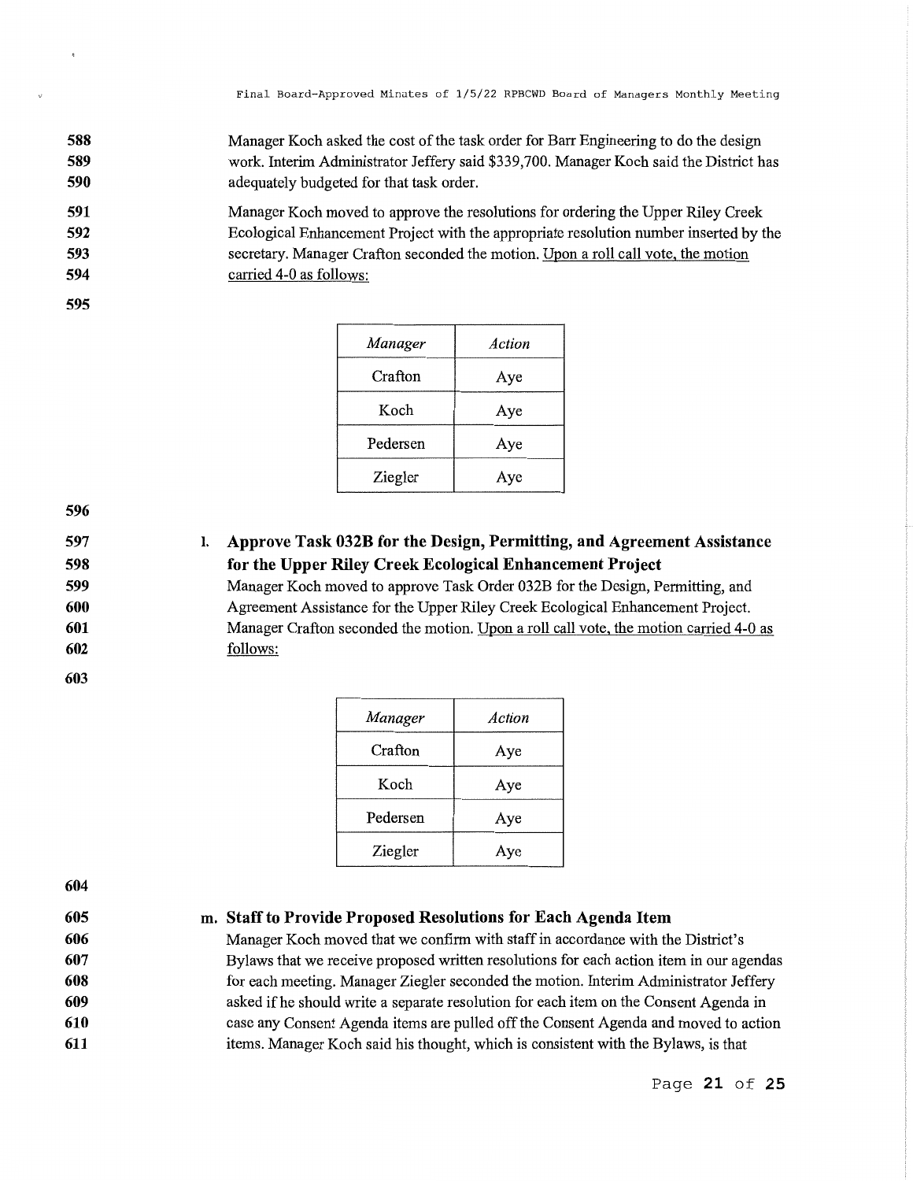Manager Koch asked the cost of the task order for Barr Engineering to do the design work. Interim Administrator Jeffery said $339,700. Manager Koch said the District has adequately budgeted for that task order.

Manager Koch moved to approve the resolutions for ordering the Upper Riley Creek Ecological Enhancement Project with the appropriate resolution number inserted by the secretary. Manager Crafton seconded the motion. Upon a roll call vote, the motion carried 4-0 as follows:

| *Manager* | *Action* |
|---|---|
| Crafton | Aye |
| Koch | Aye |
| Pedersen | Aye |
| Ziegler | Aye |

**l. Approve Task 032B for the Design, Permitting, and Agreement Assistance for the Upper Riley Creek Ecological Enhancement Project**

Manager Koch moved to approve Task Order 032B for the Design, Permitting, and Agreement Assistance for the Upper Riley Creek Ecological Enhancement Project. Manager Crafton seconded the motion. Upon a roll call vote, the motion carried 4-0 as follows:

| *Manager* | *Action* |
|---|---|
| Crafton | Aye |
| Koch | Aye |
| Pedersen | Aye |
| Ziegler | Aye |

**m. Staff to Provide Proposed Resolutions for Each Agenda Item**

Manager Koch moved that we confirm with staff in accordance with the District's Bylaws that we receive proposed written resolutions for each action item in our agendas for each meeting. Manager Ziegler seconded the motion. Interim Administrator Jeffery asked if he should write a separate resolution for each item on the Consent Agenda in case any Consent Agenda items are pulled off the Consent Agenda and moved to action items. Manager Koch said his thought, which is consistent with the Bylaws, is that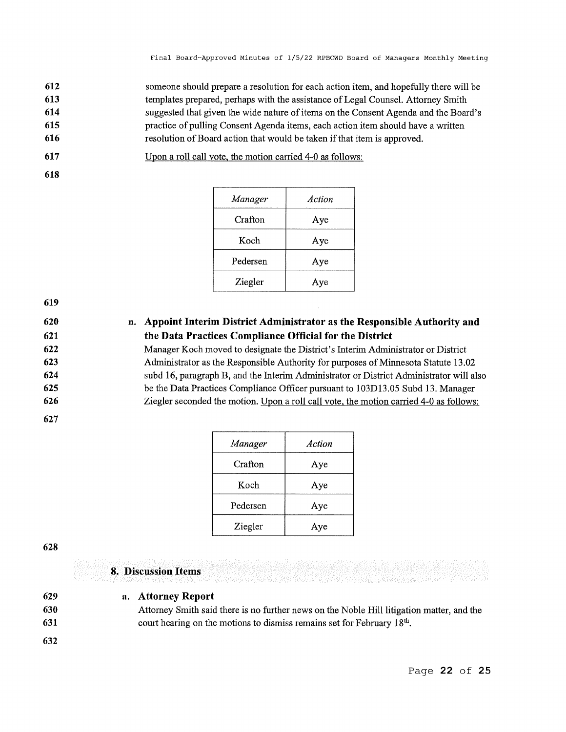someone should prepare a resolution for each action item, and hopefully there will be templates prepared, perhaps with the assistance of Legal Counsel. Attorney Smith suggested that given the wide nature of items on the Consent Agenda and the Board's practice of pulling Consent Agenda items, each action item should have a written resolution of Board action that would be taken if that item is approved.

<u>Upon a roll call vote, the motion carried 4-0 as follows:</u>

| *Manager* | *Action* |
|---|---|
| Crafton | Aye |
| Koch | Aye |
| Pedersen | Aye |
| Ziegler | Aye |

### n. Appoint Interim District Administrator as the Responsible Authority and the Data Practices Compliance Official for the District

Manager Koch moved to designate the District's Interim Administrator or District Administrator as the Responsible Authority for purposes of Minnesota Statute 13.02 subd 16, paragraph B, and the Interim Administrator or District Administrator will also be the Data Practices Compliance Officer pursuant to 103D13.05 Subd 13. Manager Ziegler seconded the motion. <u>Upon a roll call vote, the motion carried 4-0 as follows:</u>

| *Manager* | *Action* |
|---|---|
| Crafton | Aye |
| Koch | Aye |
| Pedersen | Aye |
| Ziegler | Aye |

## 8. Discussion Items

### a. Attorney Report

Attorney Smith said there is no further news on the Noble Hill litigation matter, and the court hearing on the motions to dismiss remains set for February 18th.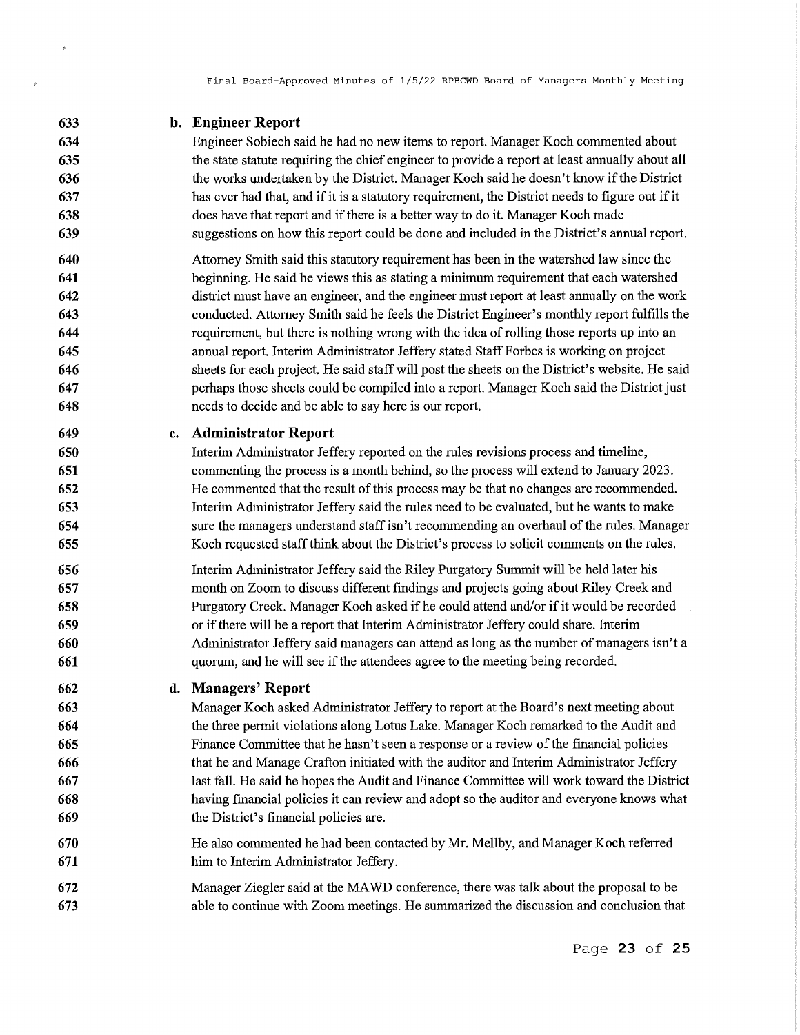**b. Engineer Report**

Engineer Sobiech said he had no new items to report. Manager Koch commented about the state statute requiring the chief engineer to provide a report at least annually about all the works undertaken by the District. Manager Koch said he doesn't know if the District has ever had that, and if it is a statutory requirement, the District needs to figure out if it does have that report and if there is a better way to do it. Manager Koch made suggestions on how this report could be done and included in the District's annual report.

Attorney Smith said this statutory requirement has been in the watershed law since the beginning. He said he views this as stating a minimum requirement that each watershed district must have an engineer, and the engineer must report at least annually on the work conducted. Attorney Smith said he feels the District Engineer's monthly report fulfills the requirement, but there is nothing wrong with the idea of rolling those reports up into an annual report. Interim Administrator Jeffery stated Staff Forbes is working on project sheets for each project. He said staff will post the sheets on the District's website. He said perhaps those sheets could be compiled into a report. Manager Koch said the District just needs to decide and be able to say here is our report.

**c. Administrator Report**

Interim Administrator Jeffery reported on the rules revisions process and timeline, commenting the process is a month behind, so the process will extend to January 2023. He commented that the result of this process may be that no changes are recommended. Interim Administrator Jeffery said the rules need to be evaluated, but he wants to make sure the managers understand staff isn't recommending an overhaul of the rules. Manager Koch requested staff think about the District's process to solicit comments on the rules.

Interim Administrator Jeffery said the Riley Purgatory Summit will be held later his month on Zoom to discuss different findings and projects going about Riley Creek and Purgatory Creek. Manager Koch asked if he could attend and/or if it would be recorded or if there will be a report that Interim Administrator Jeffery could share. Interim Administrator Jeffery said managers can attend as long as the number of managers isn't a quorum, and he will see if the attendees agree to the meeting being recorded.

**d. Managers' Report**

Manager Koch asked Administrator Jeffery to report at the Board's next meeting about the three permit violations along Lotus Lake. Manager Koch remarked to the Audit and Finance Committee that he hasn't seen a response or a review of the financial policies that he and Manage Crafton initiated with the auditor and Interim Administrator Jeffery last fall. He said he hopes the Audit and Finance Committee will work toward the District having financial policies it can review and adopt so the auditor and everyone knows what the District's financial policies are.

He also commented he had been contacted by Mr. Mellby, and Manager Koch referred him to Interim Administrator Jeffery.

Manager Ziegler said at the MAWD conference, there was talk about the proposal to be able to continue with Zoom meetings. He summarized the discussion and conclusion that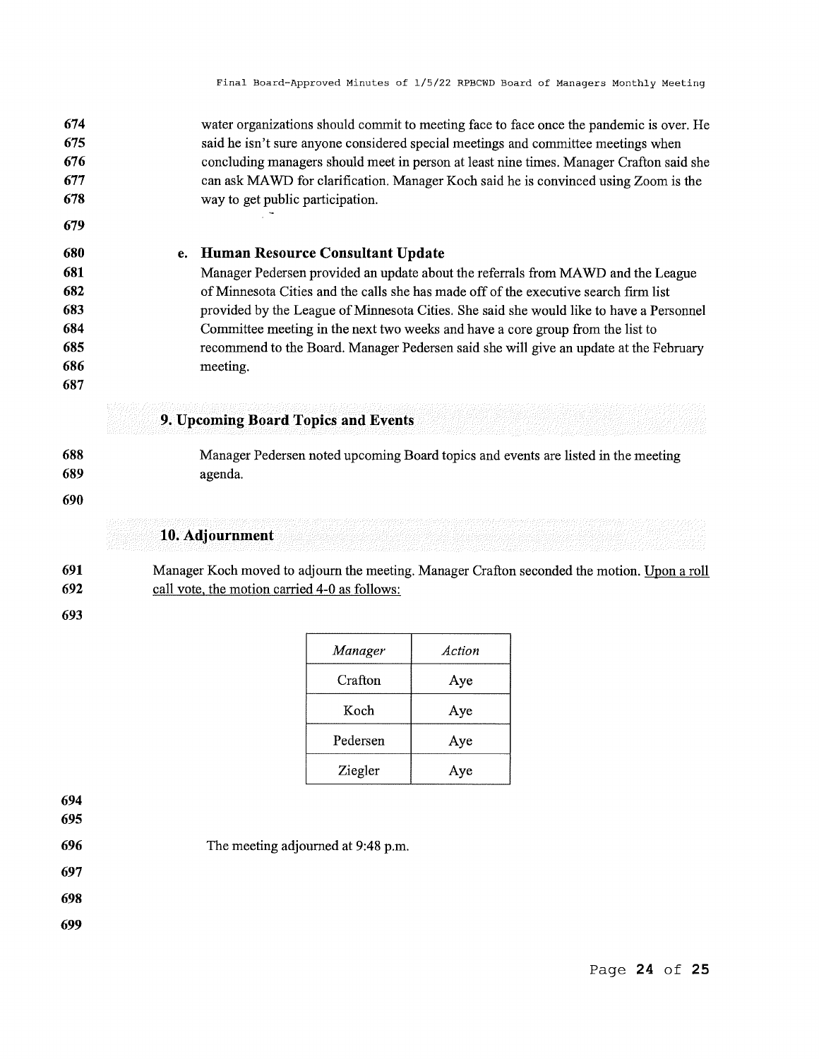water organizations should commit to meeting face to face once the pandemic is over. He said he isn't sure anyone considered special meetings and committee meetings when concluding managers should meet in person at least nine times. Manager Crafton said she can ask MAWD for clarification. Manager Koch said he is convinced using Zoom is the way to get public participation.

### e. Human Resource Consultant Update

Manager Pedersen provided an update about the referrals from MAWD and the League of Minnesota Cities and the calls she has made off of the executive search firm list provided by the League of Minnesota Cities. She said she would like to have a Personnel Committee meeting in the next two weeks and have a core group from the list to recommend to the Board. Manager Pedersen said she will give an update at the February meeting.

## 9. Upcoming Board Topics and Events

Manager Pedersen noted upcoming Board topics and events are listed in the meeting agenda.

## 10. Adjournment

Manager Koch moved to adjourn the meeting. Manager Crafton seconded the motion. Upon a roll call vote, the motion carried 4-0 as follows:

| *Manager* | *Action* |
|---|---|
| Crafton | Aye |
| Koch | Aye |
| Pedersen | Aye |
| Ziegler | Aye |

The meeting adjourned at 9:48 p.m.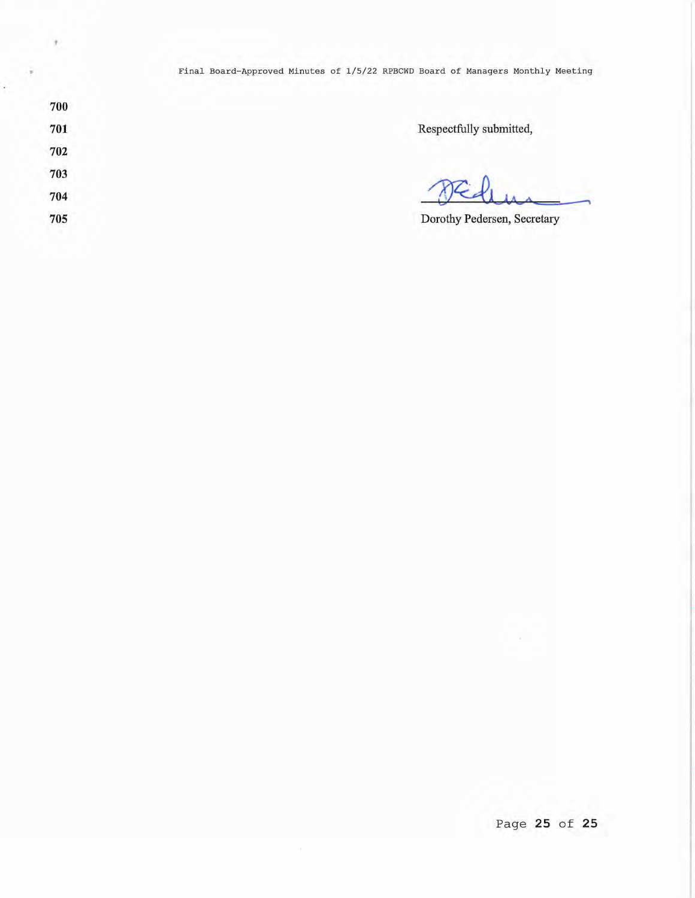Respectfully submitted,

Dorothy Pedersen, Secretary